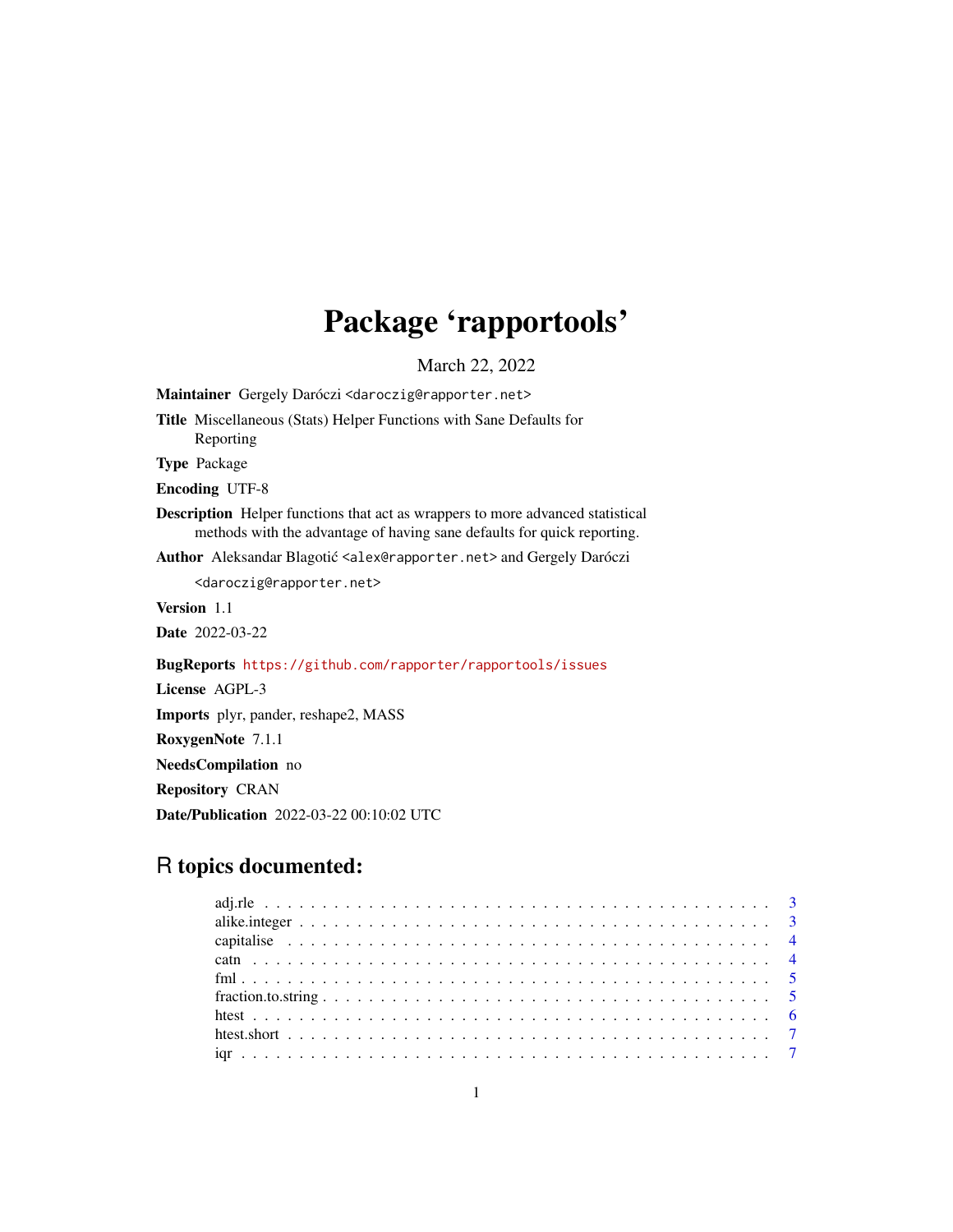# Package 'rapportools'

March 22, 2022

**Maintainer** Gergely Daróczi <daroczig@rapporter.net>

**Title** Miscellaneous (Stats) Helper Functions with Sane Defaults for Reporting

**Type** Package

**Encoding** UTF-8

**Description** Helper functions that act as wrappers to more advanced statistical methods with the advantage of having sane defaults for quick reporting.

**Author** Aleksandar Blagotić <alex@rapporter.net> and Gergely Daróczi <daroczig@rapporter.net>

**Version** 1.1

**Date** 2022-03-22

**BugReports** https://github.com/rapporter/rapportools/issues

**License** AGPL-3

**Imports** plyr, pander, reshape2, MASS

**RoxygenNote** 7.1.1

**NeedsCompilation** no

**Repository** CRAN

**Date/Publication** 2022-03-22 00:10:02 UTC

## R topics documented:

- adj.rle . . . . . . . . . . . . . . . . . . . . . . . . . . . . . . . . . . . . . . . . 3
- alike.integer . . . . . . . . . . . . . . . . . . . . . . . . . . . . . . . . . . . . . 3
- capitalise . . . . . . . . . . . . . . . . . . . . . . . . . . . . . . . . . . . . . . 4
- catn . . . . . . . . . . . . . . . . . . . . . . . . . . . . . . . . . . . . . . . . . 4
- fml . . . . . . . . . . . . . . . . . . . . . . . . . . . . . . . . . . . . . . . . . . 5
- fraction.to.string . . . . . . . . . . . . . . . . . . . . . . . . . . . . . . . . . . 5
- htest . . . . . . . . . . . . . . . . . . . . . . . . . . . . . . . . . . . . . . . . . 6
- htest.short . . . . . . . . . . . . . . . . . . . . . . . . . . . . . . . . . . . . . . 7
- iqr . . . . . . . . . . . . . . . . . . . . . . . . . . . . . . . . . . . . . . . . . . 7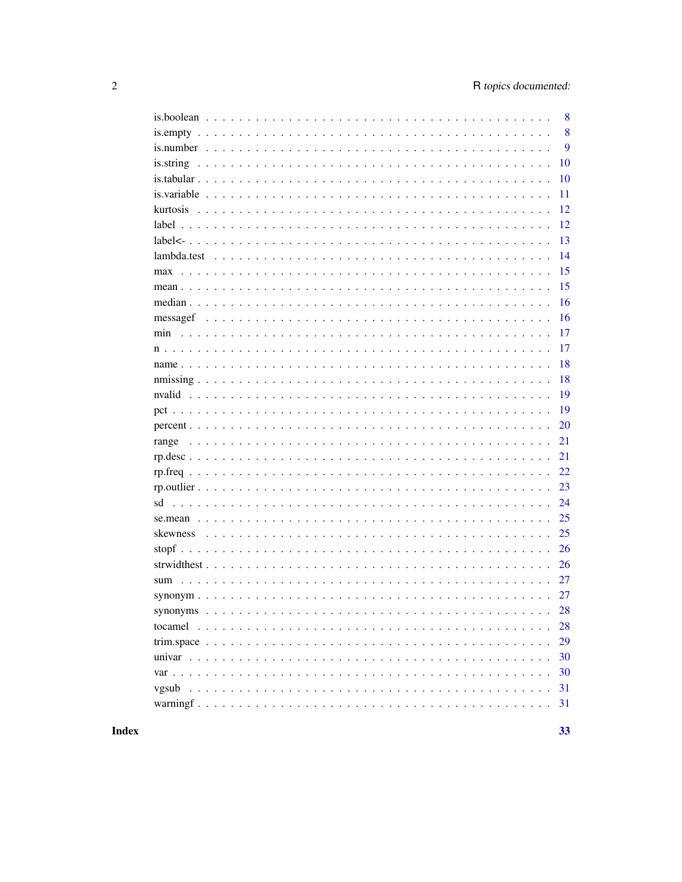| | |
|---|---|
| is.boolean | 8 |
| is.empty | 8 |
| is.number | 9 |
| is.string | 10 |
| is.tabular | 10 |
| is.variable | 11 |
| kurtosis | 12 |
| label | 12 |
| label<- | 13 |
| lambda.test | 14 |
| max | 15 |
| mean | 15 |
| median | 16 |
| messagef | 16 |
| min | 17 |
| n | 17 |
| name | 18 |
| nmissing | 18 |
| nvalid | 19 |
| pct | 19 |
| percent | 20 |
| range | 21 |
| rp.desc | 21 |
| rp.freq | 22 |
| rp.outlier | 23 |
| sd | 24 |
| se.mean | 25 |
| skewness | 25 |
| stopf | 26 |
| strwidthest | 26 |
| sum | 27 |
| synonym | 27 |
| synonyms | 28 |
| tocamel | 28 |
| trim.space | 29 |
| univar | 30 |
| var | 30 |
| vgsub | 31 |
| warningf | 31 |

**Index** **33**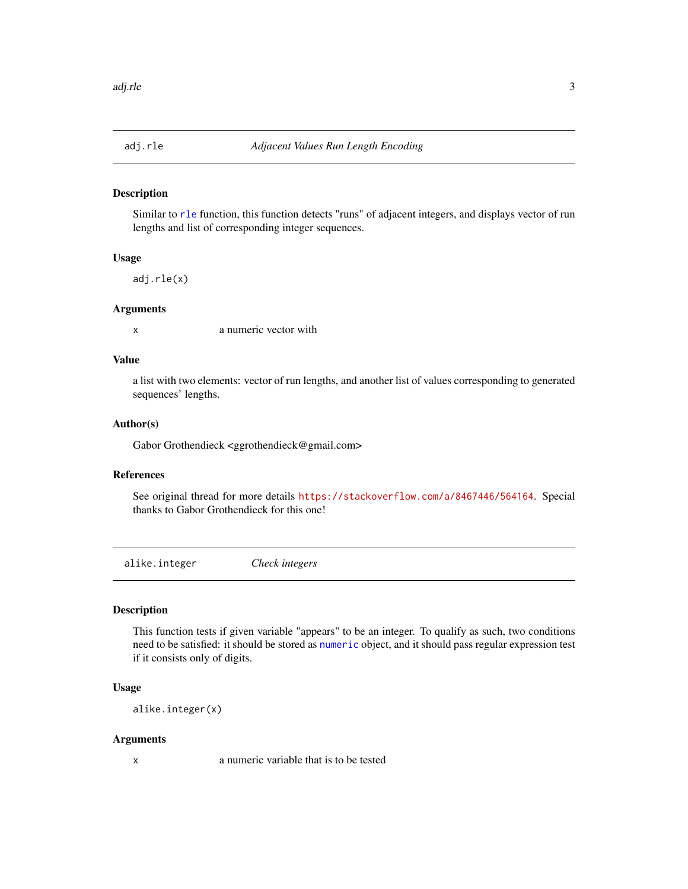## adj.rle — *Adjacent Values Run Length Encoding*

### Description

Similar to `rle` function, this function detects "runs" of adjacent integers, and displays vector of run lengths and list of corresponding integer sequences.

### Usage

```
adj.rle(x)
```

### Arguments

| | |
|---|---|
| `x` | a numeric vector with |

### Value

a list with two elements: vector of run lengths, and another list of values corresponding to generated sequences' lengths.

### Author(s)

Gabor Grothendieck <ggrothendieck@gmail.com>

### References

See original thread for more details https://stackoverflow.com/a/8467446/564164. Special thanks to Gabor Grothendieck for this one!

## alike.integer — *Check integers*

### Description

This function tests if given variable "appears" to be an integer. To qualify as such, two conditions need to be satisfied: it should be stored as `numeric` object, and it should pass regular expression test if it consists only of digits.

### Usage

```
alike.integer(x)
```

### Arguments

| | |
|---|---|
| `x` | a numeric variable that is to be tested |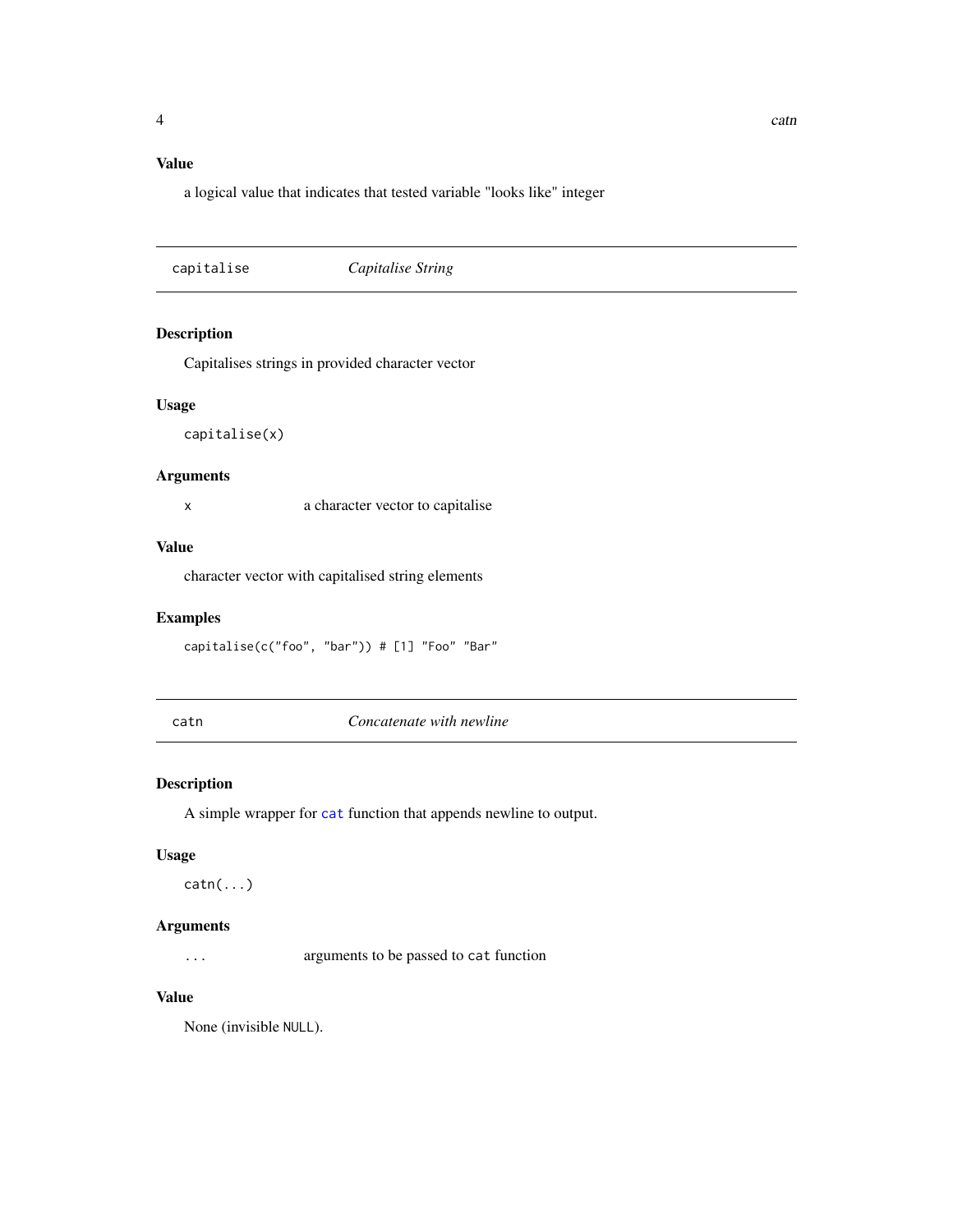### Value

a logical value that indicates that tested variable "looks like" integer

---

## capitalise — *Capitalise String*

### Description

Capitalises strings in provided character vector

### Usage

```
capitalise(x)
```

### Arguments

| | |
|---|---|
| `x` | a character vector to capitalise |

### Value

character vector with capitalised string elements

### Examples

```
capitalise(c("foo", "bar")) # [1] "Foo" "Bar"
```

---

## catn — *Concatenate with newline*

### Description

A simple wrapper for `cat` function that appends newline to output.

### Usage

```
catn(...)
```

### Arguments

| | |
|---|---|
| `...` | arguments to be passed to `cat` function |

### Value

None (invisible `NULL`).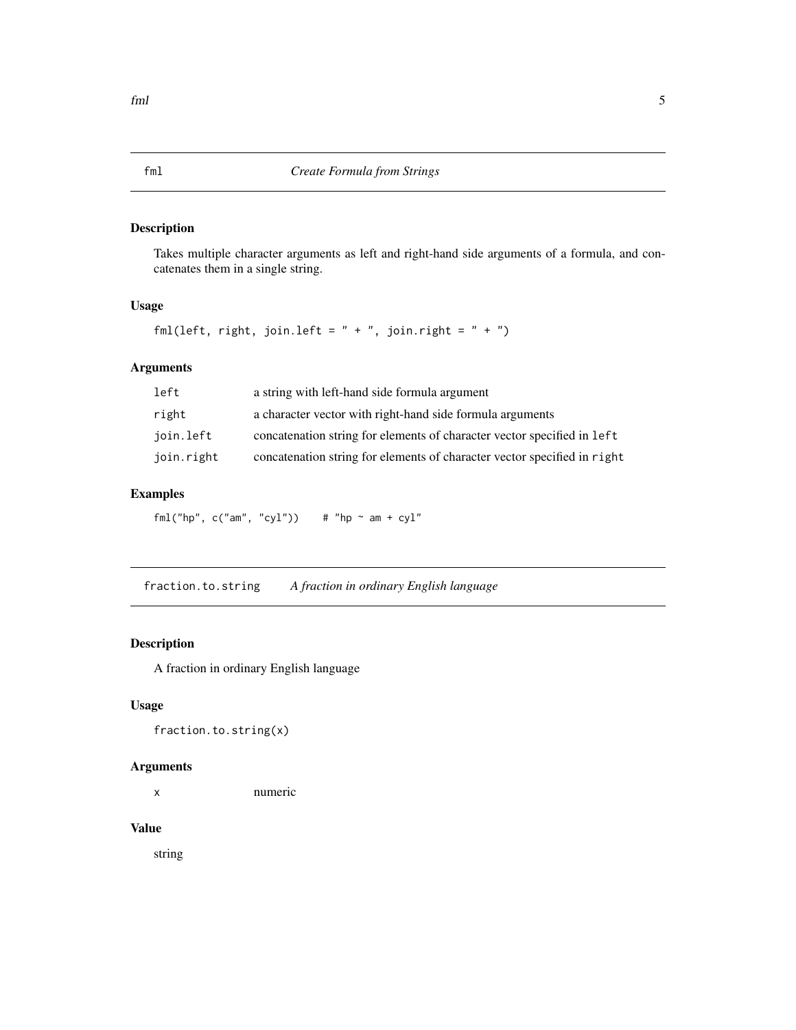## fml — *Create Formula from Strings*

### Description

Takes multiple character arguments as left and right-hand side arguments of a formula, and concatenates them in a single string.

### Usage

```
fml(left, right, join.left = " + ", join.right = " + ")
```

### Arguments

| | |
|---|---|
| `left` | a string with left-hand side formula argument |
| `right` | a character vector with right-hand side formula arguments |
| `join.left` | concatenation string for elements of character vector specified in `left` |
| `join.right` | concatenation string for elements of character vector specified in `right` |

### Examples

```
fml("hp", c("am", "cyl"))    # "hp ~ am + cyl"
```

## fraction.to.string — *A fraction in ordinary English language*

### Description

A fraction in ordinary English language

### Usage

```
fraction.to.string(x)
```

### Arguments

| | |
|---|---|
| `x` | numeric |

### Value

string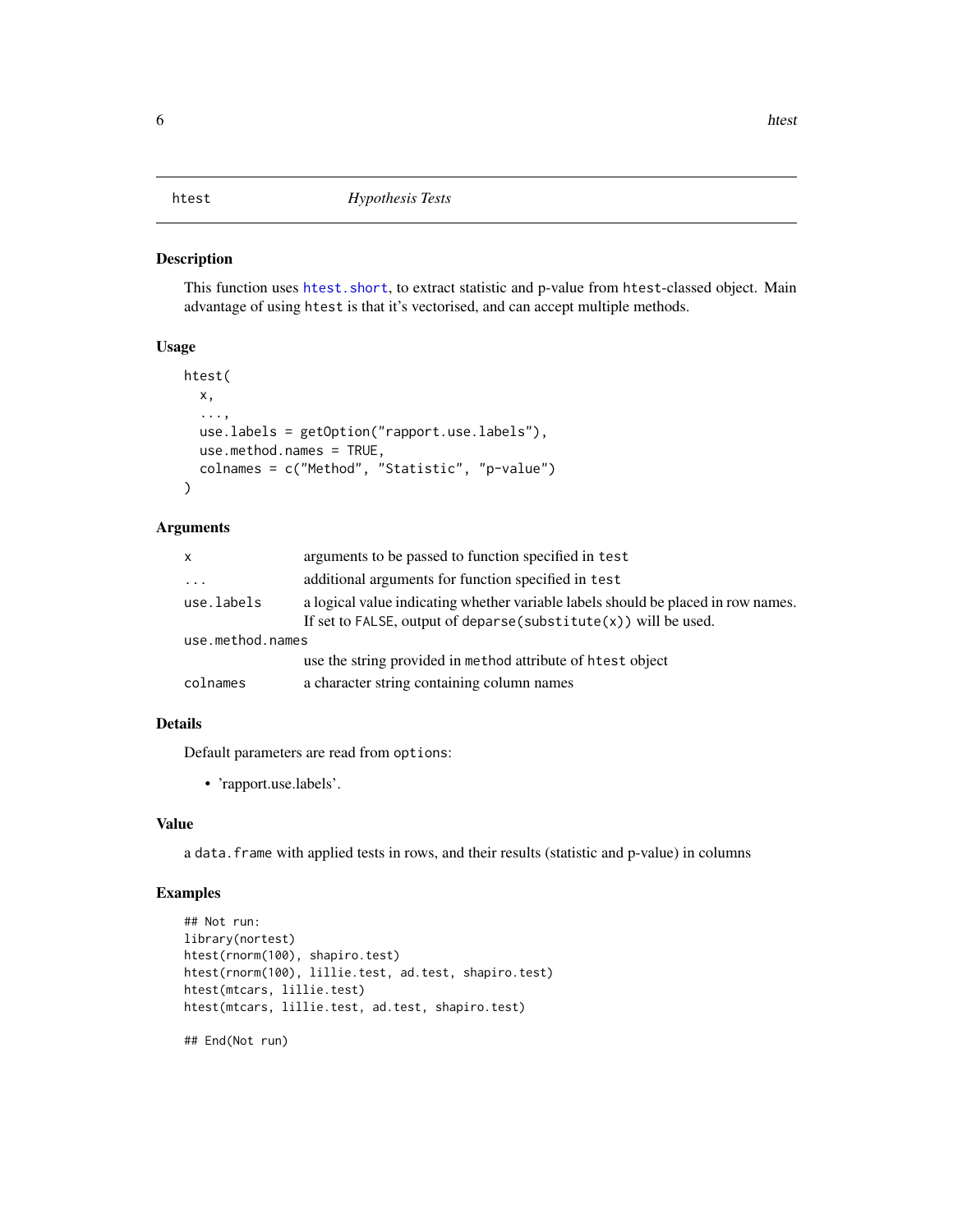# htest — *Hypothesis Tests*

## Description

This function uses `htest.short`, to extract statistic and p-value from `htest`-classed object. Main advantage of using `htest` is that it's vectorised, and can accept multiple methods.

## Usage

```
htest(
  x,
  ...,
  use.labels = getOption("rapport.use.labels"),
  use.method.names = TRUE,
  colnames = c("Method", "Statistic", "p-value")
)
```

## Arguments

| | |
|---|---|
| `x` | arguments to be passed to function specified in `test` |
| `...` | additional arguments for function specified in `test` |
| `use.labels` | a logical value indicating whether variable labels should be placed in row names. If set to `FALSE`, output of `deparse(substitute(x))` will be used. |
| `use.method.names` | use the string provided in `method` attribute of `htest` object |
| `colnames` | a character string containing column names |

## Details

Default parameters are read from `options`:

- 'rapport.use.labels'.

## Value

a `data.frame` with applied tests in rows, and their results (statistic and p-value) in columns

## Examples

```
## Not run:
library(nortest)
htest(rnorm(100), shapiro.test)
htest(rnorm(100), lillie.test, ad.test, shapiro.test)
htest(mtcars, lillie.test)
htest(mtcars, lillie.test, ad.test, shapiro.test)

## End(Not run)
```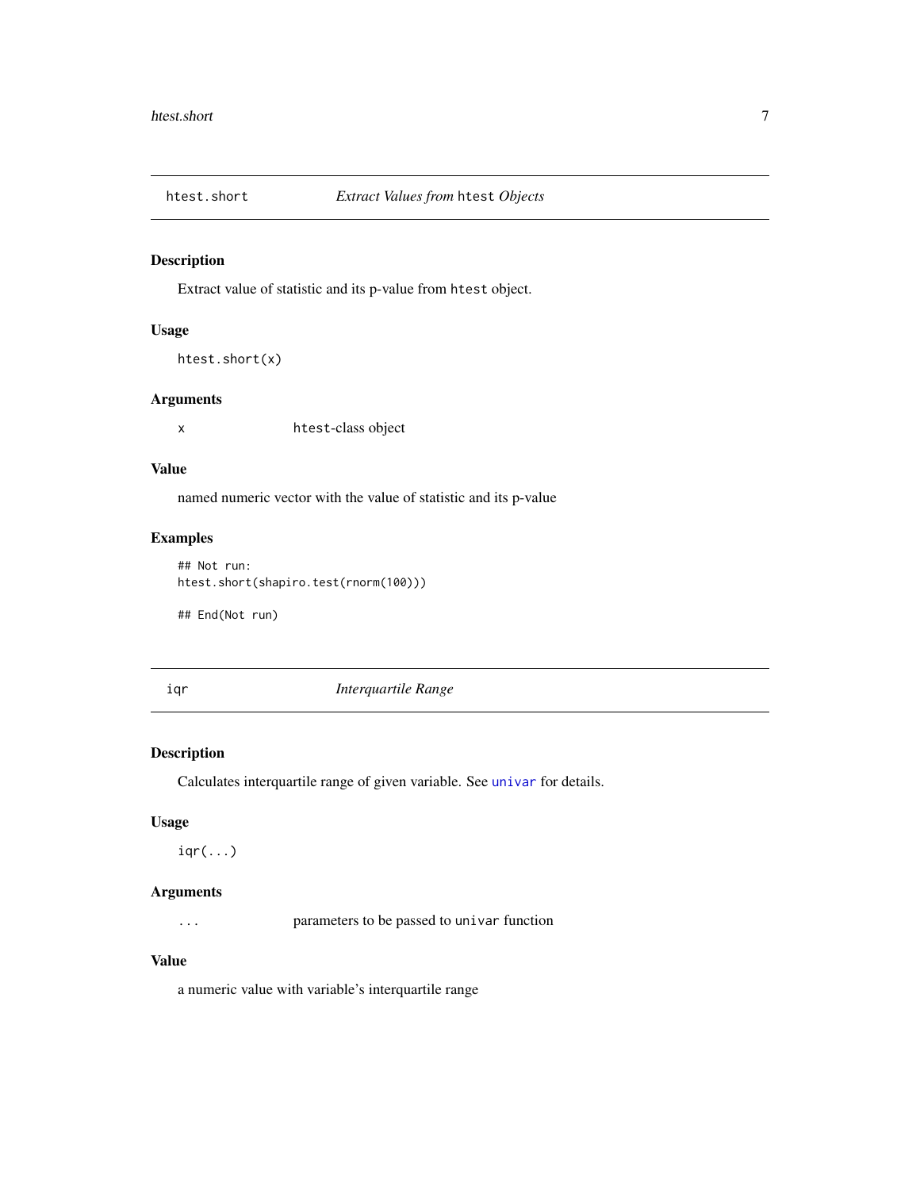## htest.short — *Extract Values from* htest *Objects*

### Description

Extract value of statistic and its p-value from `htest` object.

### Usage

```
htest.short(x)
```

### Arguments

| | |
|---|---|
| `x` | `htest`-class object |

### Value

named numeric vector with the value of statistic and its p-value

### Examples

```
## Not run:
htest.short(shapiro.test(rnorm(100)))

## End(Not run)
```

## iqr — *Interquartile Range*

### Description

Calculates interquartile range of given variable. See `univar` for details.

### Usage

```
iqr(...)
```

### Arguments

| | |
|---|---|
| `...` | parameters to be passed to `univar` function |

### Value

a numeric value with variable's interquartile range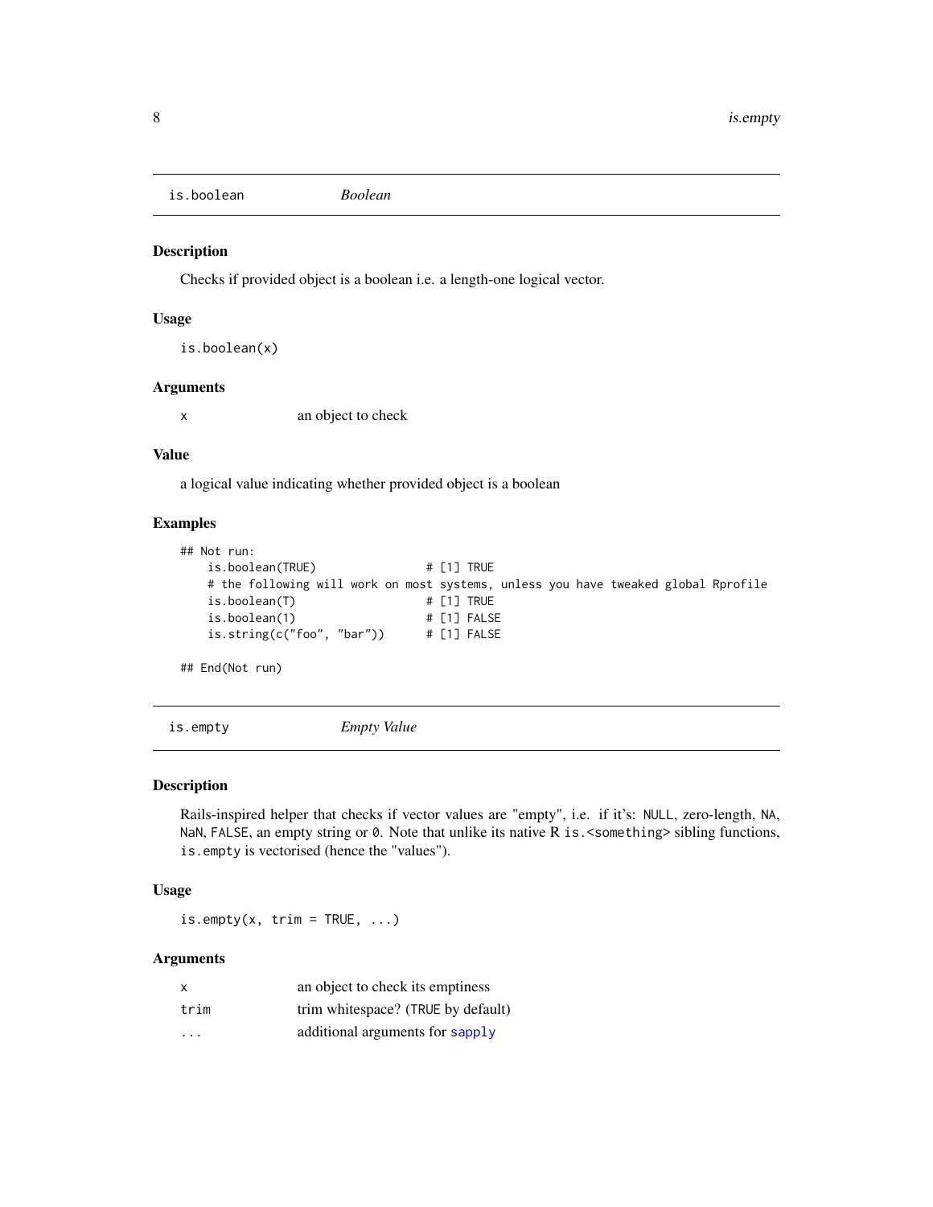## is.boolean — *Boolean*

### Description

Checks if provided object is a boolean i.e. a length-one logical vector.

### Usage

```
is.boolean(x)
```

### Arguments

| | |
|---|---|
| `x` | an object to check |

### Value

a logical value indicating whether provided object is a boolean

### Examples

```
## Not run:
    is.boolean(TRUE)                # [1] TRUE
    # the following will work on most systems, unless you have tweaked global Rprofile
    is.boolean(T)                   # [1] TRUE
    is.boolean(1)                   # [1] FALSE
    is.string(c("foo", "bar"))      # [1] FALSE

## End(Not run)
```

## is.empty — *Empty Value*

### Description

Rails-inspired helper that checks if vector values are "empty", i.e. if it's: `NULL`, zero-length, `NA`, `NaN`, `FALSE`, an empty string or `0`. Note that unlike its native R `is.<something>` sibling functions, `is.empty` is vectorised (hence the "values").

### Usage

```
is.empty(x, trim = TRUE, ...)
```

### Arguments

| | |
|---|---|
| `x` | an object to check its emptiness |
| `trim` | trim whitespace? (`TRUE` by default) |
| `...` | additional arguments for `sapply` |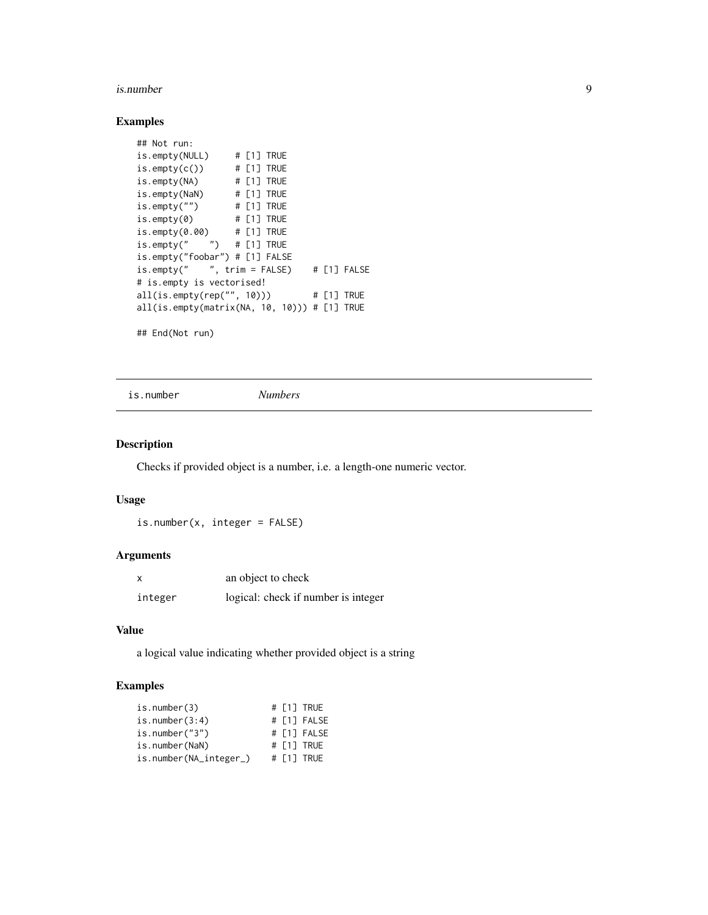### Examples

```
## Not run:
is.empty(NULL)     # [1] TRUE
is.empty(c())      # [1] TRUE
is.empty(NA)       # [1] TRUE
is.empty(NaN)      # [1] TRUE
is.empty("")       # [1] TRUE
is.empty(0)        # [1] TRUE
is.empty(0.00)     # [1] TRUE
is.empty("    ")   # [1] TRUE
is.empty("foobar") # [1] FALSE
is.empty("    ", trim = FALSE)    # [1] FALSE
# is.empty is vectorised!
all(is.empty(rep("", 10)))        # [1] TRUE
all(is.empty(matrix(NA, 10, 10))) # [1] TRUE

## End(Not run)
```

---

## is.number *Numbers*

### Description

Checks if provided object is a number, i.e. a length-one numeric vector.

### Usage

```
is.number(x, integer = FALSE)
```

### Arguments

| | |
|---|---|
| x | an object to check |
| integer | logical: check if number is integer |

### Value

a logical value indicating whether provided object is a string

### Examples

```
is.number(3)            # [1] TRUE
is.number(3:4)          # [1] FALSE
is.number("3")          # [1] FALSE
is.number(NaN)          # [1] TRUE
is.number(NA_integer_)  # [1] TRUE
```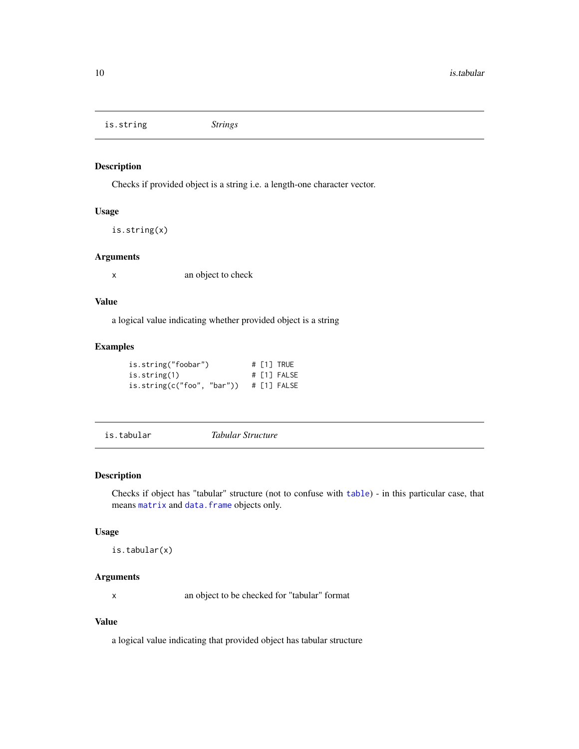## is.string — *Strings*

### Description

Checks if provided object is a string i.e. a length-one character vector.

### Usage

```
is.string(x)
```

### Arguments

| | |
|---|---|
| x | an object to check |

### Value

a logical value indicating whether provided object is a string

### Examples

```
is.string("foobar")          # [1] TRUE
is.string(1)                 # [1] FALSE
is.string(c("foo", "bar"))   # [1] FALSE
```

## is.tabular — *Tabular Structure*

### Description

Checks if object has "tabular" structure (not to confuse with `table`) - in this particular case, that means `matrix` and `data.frame` objects only.

### Usage

```
is.tabular(x)
```

### Arguments

| | |
|---|---|
| x | an object to be checked for "tabular" format |

### Value

a logical value indicating that provided object has tabular structure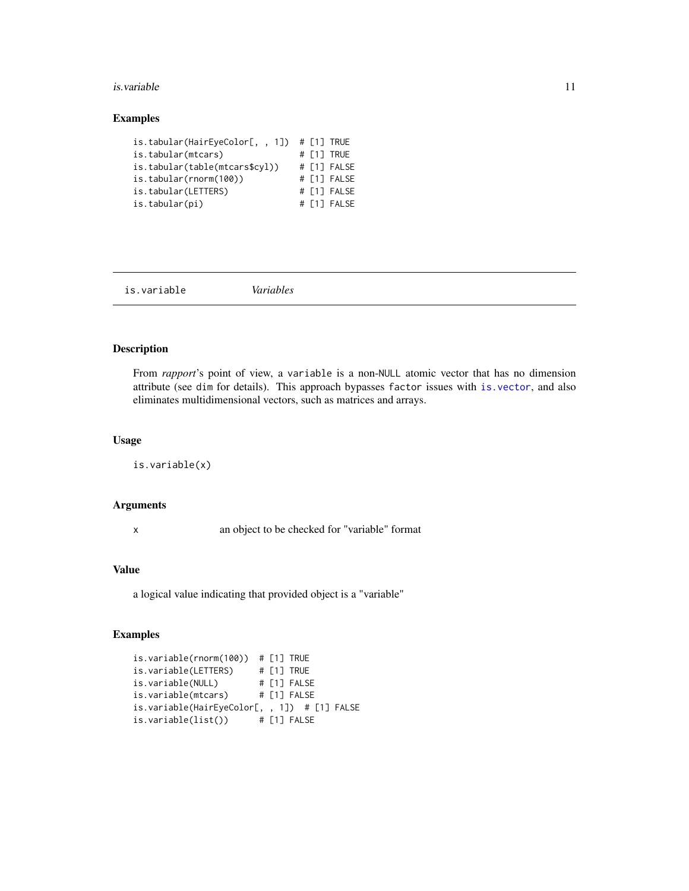## Examples

```
is.tabular(HairEyeColor[, , 1])  # [1] TRUE
is.tabular(mtcars)               # [1] TRUE
is.tabular(table(mtcars$cyl))    # [1] FALSE
is.tabular(rnorm(100))           # [1] FALSE
is.tabular(LETTERS)              # [1] FALSE
is.tabular(pi)                   # [1] FALSE
```

---

`is.variable` *Variables*

---

## Description

From *rapport*'s point of view, a `variable` is a non-`NULL` atomic vector that has no dimension attribute (see `dim` for details). This approach bypasses `factor` issues with `is.vector`, and also eliminates multidimensional vectors, such as matrices and arrays.

## Usage

```
is.variable(x)
```

## Arguments

| | |
|---|---|
| `x` | an object to be checked for "variable" format |

## Value

a logical value indicating that provided object is a "variable"

## Examples

```
is.variable(rnorm(100))  # [1] TRUE
is.variable(LETTERS)     # [1] TRUE
is.variable(NULL)        # [1] FALSE
is.variable(mtcars)      # [1] FALSE
is.variable(HairEyeColor[, , 1])  # [1] FALSE
is.variable(list())      # [1] FALSE
```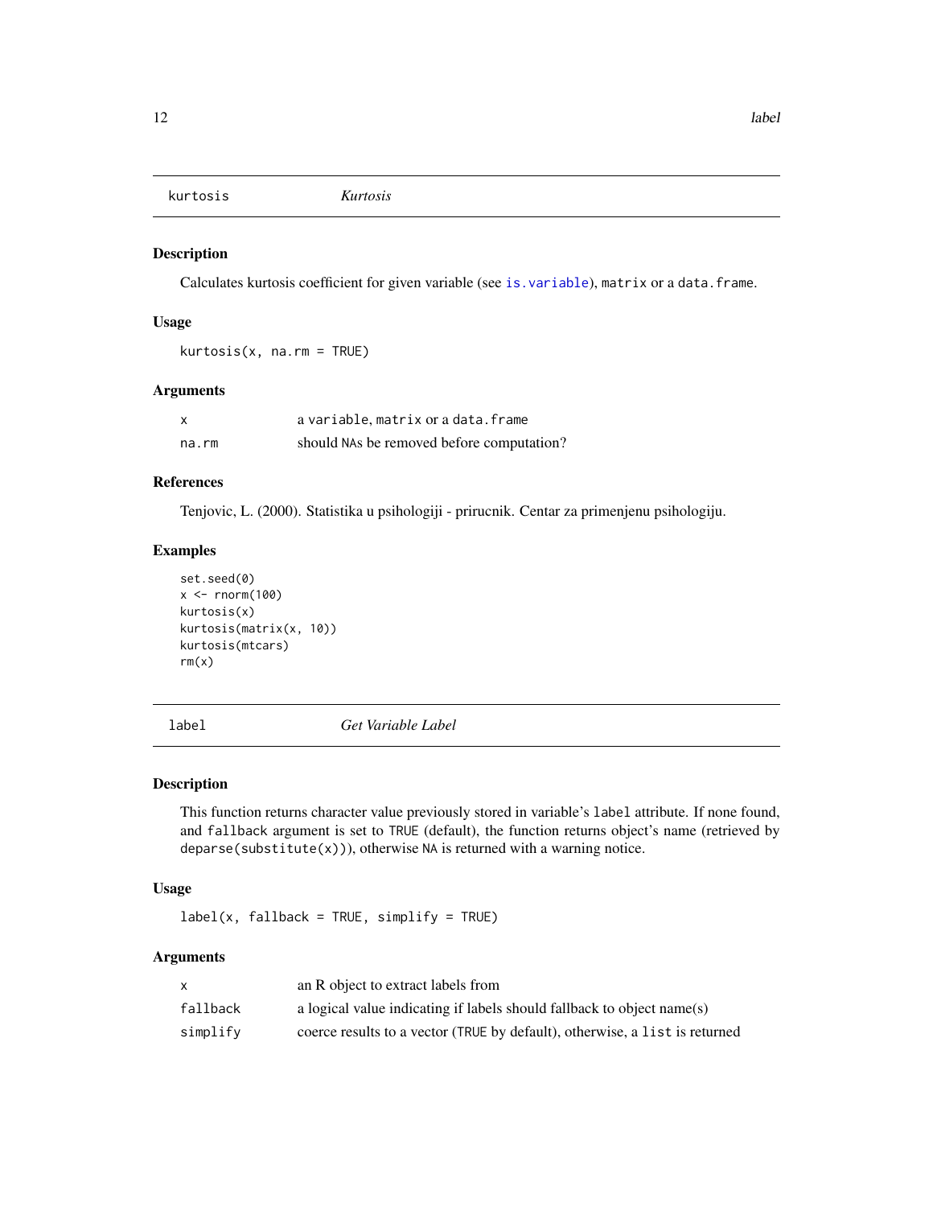## kurtosis — *Kurtosis*

### Description

Calculates kurtosis coefficient for given variable (see `is.variable`), `matrix` or a `data.frame`.

### Usage

```
kurtosis(x, na.rm = TRUE)
```

### Arguments

| | |
|---|---|
| x | a `variable`, `matrix` or a `data.frame` |
| na.rm | should `NA`s be removed before computation? |

### References

Tenjovic, L. (2000). Statistika u psihologiji - prirucnik. Centar za primenjenu psihologiju.

### Examples

```
set.seed(0)
x <- rnorm(100)
kurtosis(x)
kurtosis(matrix(x, 10))
kurtosis(mtcars)
rm(x)
```

## label — *Get Variable Label*

### Description

This function returns character value previously stored in variable's `label` attribute. If none found, and `fallback` argument is set to `TRUE` (default), the function returns object's name (retrieved by `deparse(substitute(x))`), otherwise `NA` is returned with a warning notice.

### Usage

```
label(x, fallback = TRUE, simplify = TRUE)
```

### Arguments

| | |
|---|---|
| x | an R object to extract labels from |
| fallback | a logical value indicating if labels should fallback to object name(s) |
| simplify | coerce results to a vector (`TRUE` by default), otherwise, a `list` is returned |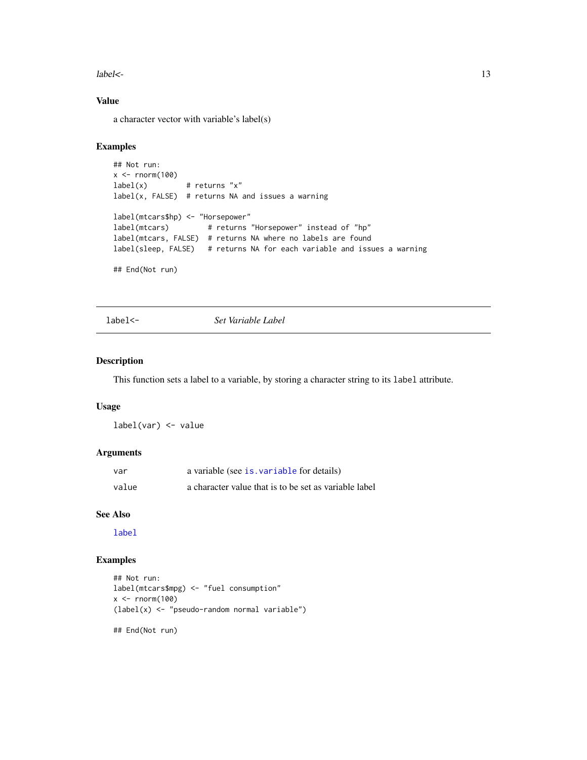### Value

a character vector with variable's label(s)

### Examples

```
## Not run:
x <- rnorm(100)
label(x)         # returns "x"
label(x, FALSE)  # returns NA and issues a warning

label(mtcars$hp) <- "Horsepower"
label(mtcars)         # returns "Horsepower" instead of "hp"
label(mtcars, FALSE)  # returns NA where no labels are found
label(sleep, FALSE)   # returns NA for each variable and issues a warning

## End(Not run)
```

---

## label<-    *Set Variable Label*

### Description

This function sets a label to a variable, by storing a character string to its `label` attribute.

### Usage

```
label(var) <- value
```

### Arguments

| | |
|---|---|
| var | a variable (see `is.variable` for details) |
| value | a character value that is to be set as variable label |

### See Also

`label`

### Examples

```
## Not run:
label(mtcars$mpg) <- "fuel consumption"
x <- rnorm(100)
(label(x) <- "pseudo-random normal variable")

## End(Not run)
```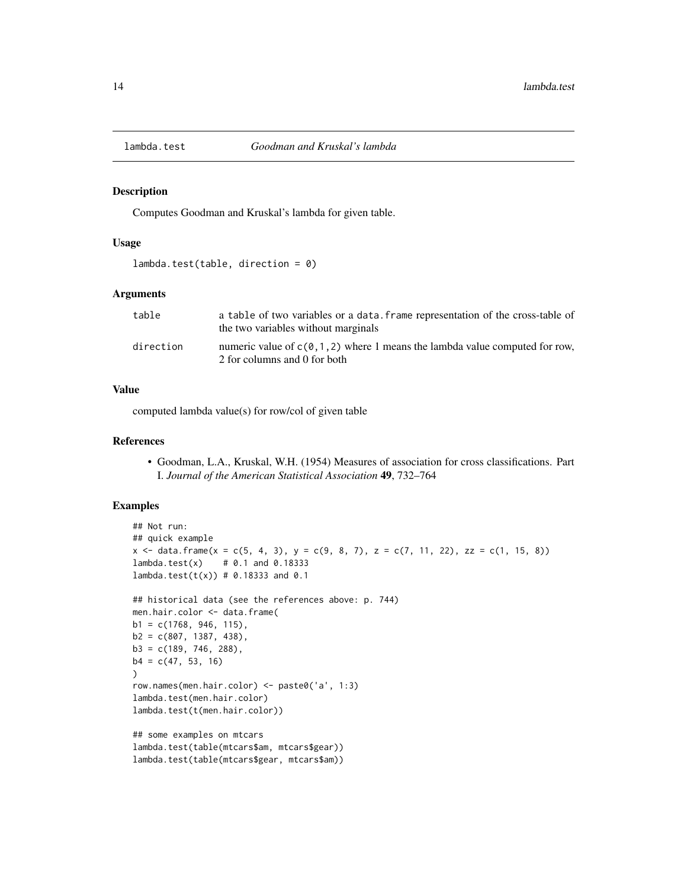# lambda.test *Goodman and Kruskal's lambda*

## Description

Computes Goodman and Kruskal's lambda for given table.

## Usage

```
lambda.test(table, direction = 0)
```

## Arguments

| | |
|---|---|
| table | a table of two variables or a data.frame representation of the cross-table of the two variables without marginals |
| direction | numeric value of c(0,1,2) where 1 means the lambda value computed for row, 2 for columns and 0 for both |

## Value

computed lambda value(s) for row/col of given table

## References

- Goodman, L.A., Kruskal, W.H. (1954) Measures of association for cross classifications. Part I. *Journal of the American Statistical Association* **49**, 732–764

## Examples

```
## Not run:
## quick example
x <- data.frame(x = c(5, 4, 3), y = c(9, 8, 7), z = c(7, 11, 22), zz = c(1, 15, 8))
lambda.test(x)    # 0.1 and 0.18333
lambda.test(t(x)) # 0.18333 and 0.1

## historical data (see the references above: p. 744)
men.hair.color <- data.frame(
b1 = c(1768, 946, 115),
b2 = c(807, 1387, 438),
b3 = c(189, 746, 288),
b4 = c(47, 53, 16)
)
row.names(men.hair.color) <- paste0('a', 1:3)
lambda.test(men.hair.color)
lambda.test(t(men.hair.color))

## some examples on mtcars
lambda.test(table(mtcars$am, mtcars$gear))
lambda.test(table(mtcars$gear, mtcars$am))
```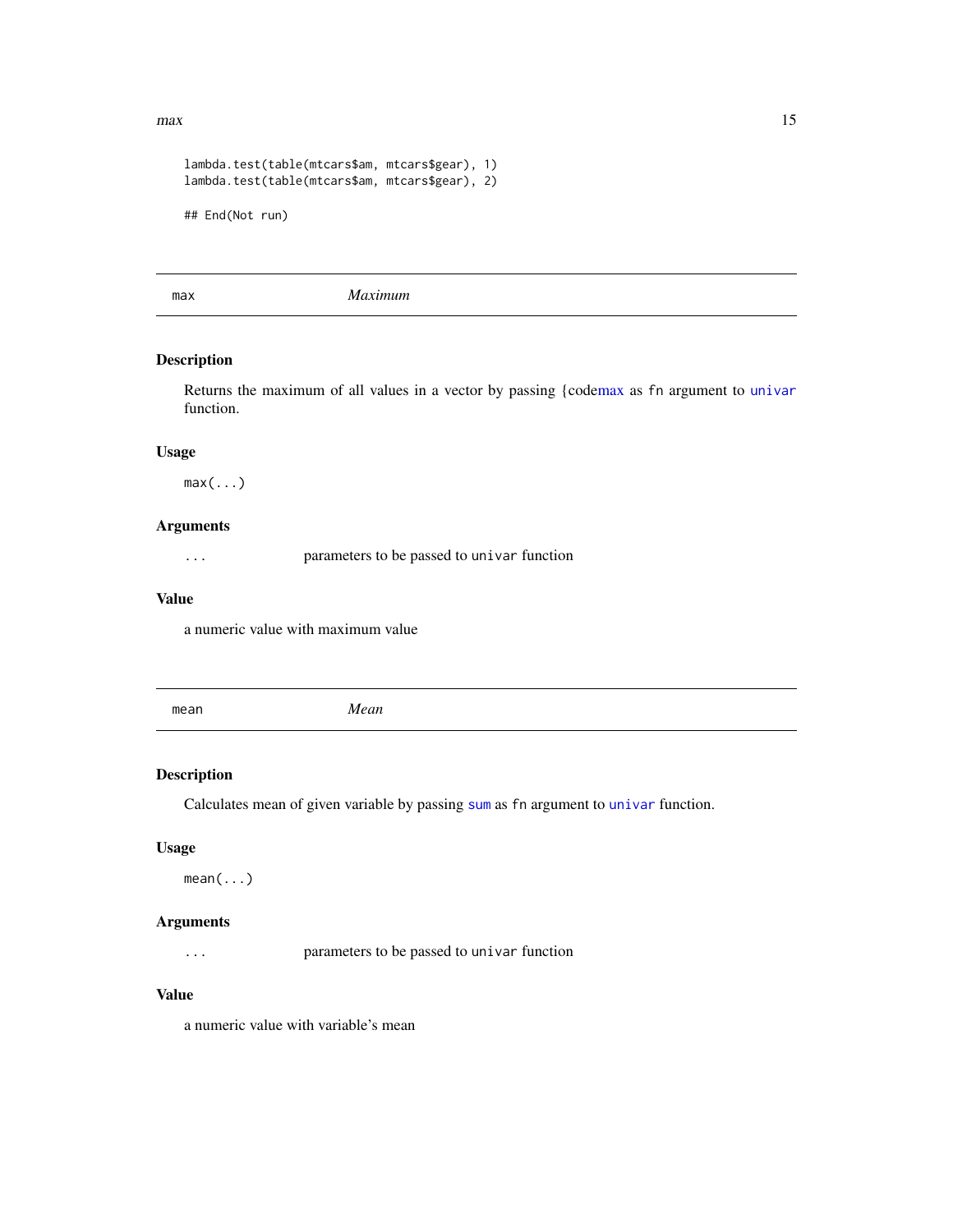```
lambda.test(table(mtcars$am, mtcars$gear), 1)
lambda.test(table(mtcars$am, mtcars$gear), 2)

## End(Not run)
```

---

## max — *Maximum*

### Description

Returns the maximum of all values in a vector by passing {codemax as fn argument to univar function.

### Usage

```
max(...)
```

### Arguments

| | |
|---|---|
| ... | parameters to be passed to `univar` function |

### Value

a numeric value with maximum value

---

## mean — *Mean*

### Description

Calculates mean of given variable by passing sum as fn argument to univar function.

### Usage

```
mean(...)
```

### Arguments

| | |
|---|---|
| ... | parameters to be passed to `univar` function |

### Value

a numeric value with variable's mean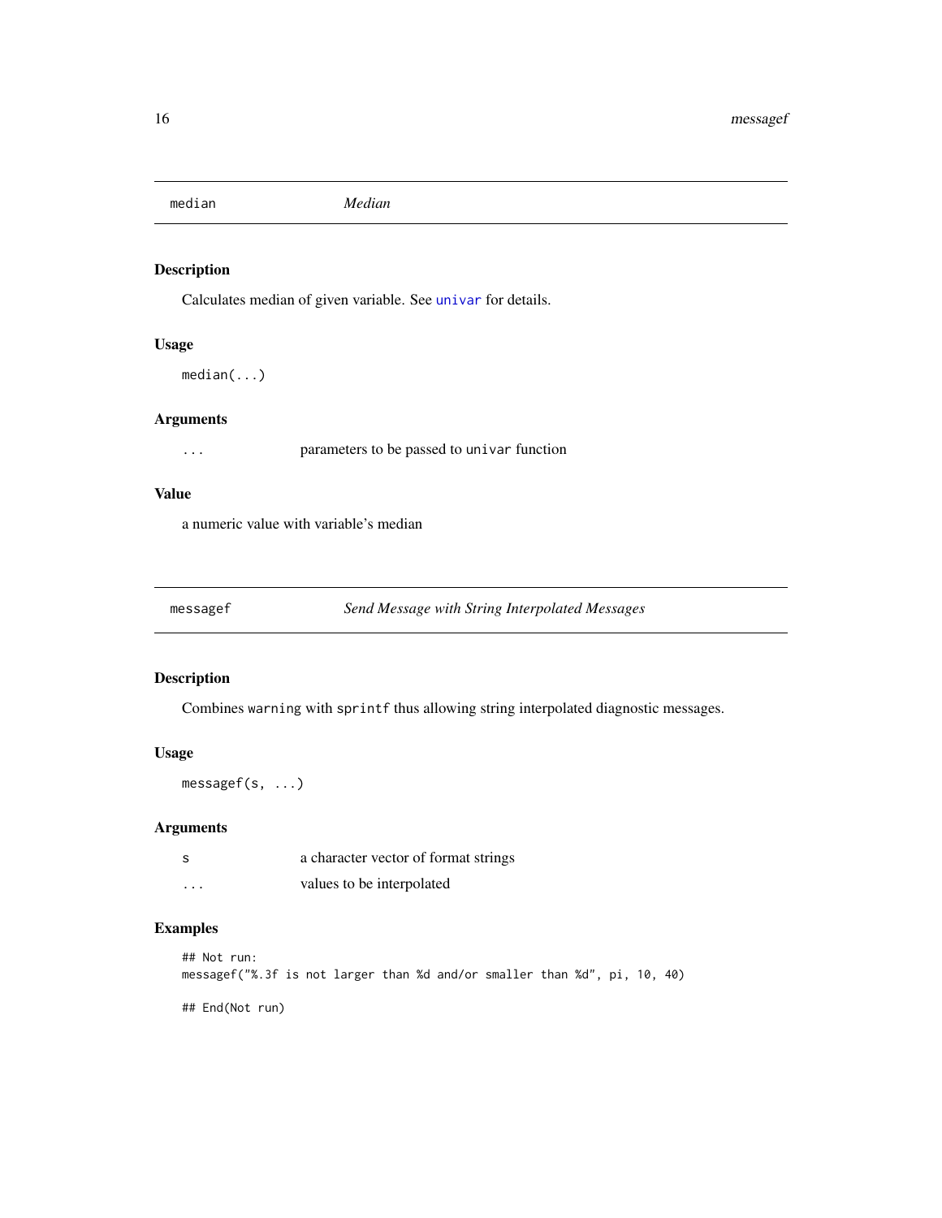## median — *Median*

### Description

Calculates median of given variable. See `univar` for details.

### Usage

```
median(...)
```

### Arguments

| | |
|---|---|
| `...` | parameters to be passed to `univar` function |

### Value

a numeric value with variable's median

## messagef — *Send Message with String Interpolated Messages*

### Description

Combines `warning` with `sprintf` thus allowing string interpolated diagnostic messages.

### Usage

```
messagef(s, ...)
```

### Arguments

| | |
|---|---|
| `s` | a character vector of format strings |
| `...` | values to be interpolated |

### Examples

```
## Not run:
messagef("%.3f is not larger than %d and/or smaller than %d", pi, 10, 40)

## End(Not run)
```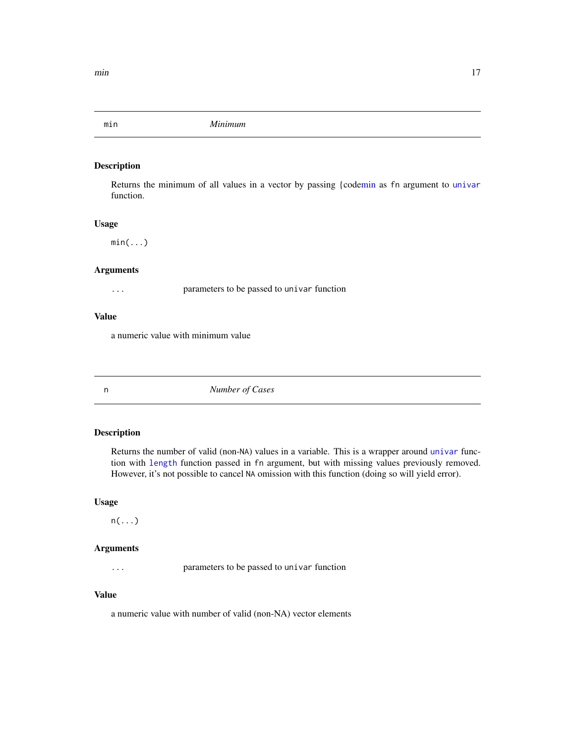## min — *Minimum*

### Description

Returns the minimum of all values in a vector by passing {codemin as `fn` argument to `univar` function.

### Usage

```
min(...)
```

### Arguments

| | |
|---|---|
| `...` | parameters to be passed to `univar` function |

### Value

a numeric value with minimum value

## n — *Number of Cases*

### Description

Returns the number of valid (non-`NA`) values in a variable. This is a wrapper around `univar` function with `length` function passed in `fn` argument, but with missing values previously removed. However, it's not possible to cancel `NA` omission with this function (doing so will yield error).

### Usage

```
n(...)
```

### Arguments

| | |
|---|---|
| `...` | parameters to be passed to `univar` function |

### Value

a numeric value with number of valid (non-NA) vector elements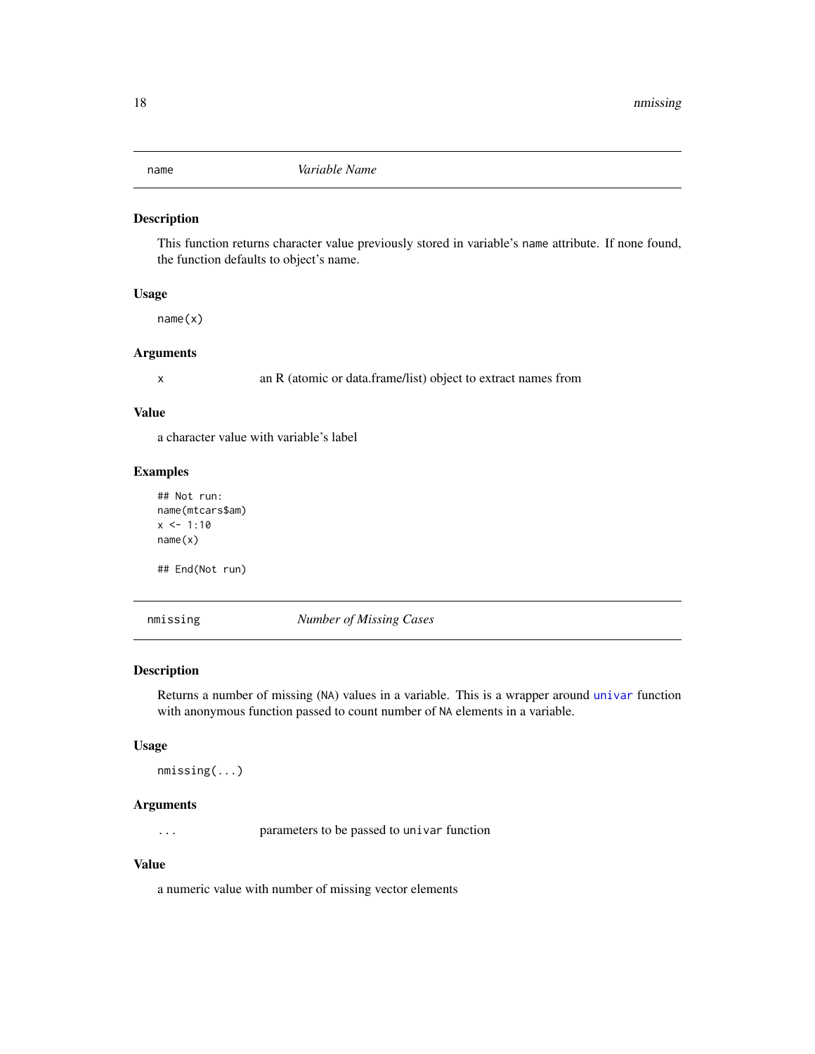## name *Variable Name*

### Description

This function returns character value previously stored in variable's `name` attribute. If none found, the function defaults to object's name.

### Usage

```
name(x)
```

### Arguments

| | |
|---|---|
| `x` | an R (atomic or data.frame/list) object to extract names from |

### Value

a character value with variable's label

### Examples

```
## Not run:
name(mtcars$am)
x <- 1:10
name(x)

## End(Not run)
```

## nmissing *Number of Missing Cases*

### Description

Returns a number of missing (`NA`) values in a variable. This is a wrapper around `univar` function with anonymous function passed to count number of `NA` elements in a variable.

### Usage

```
nmissing(...)
```

### Arguments

| | |
|---|---|
| `...` | parameters to be passed to `univar` function |

### Value

a numeric value with number of missing vector elements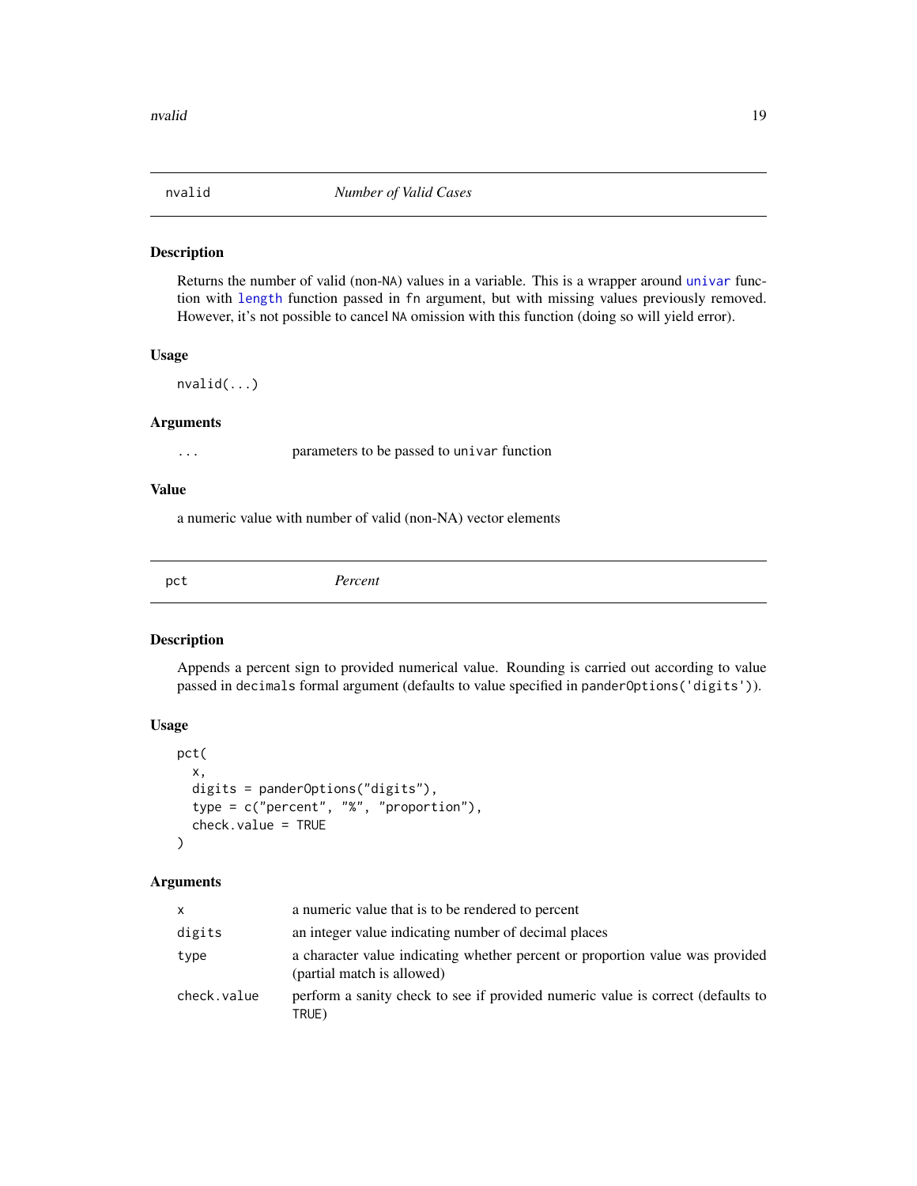## nvalid — *Number of Valid Cases*

### Description

Returns the number of valid (non-NA) values in a variable. This is a wrapper around `univar` function with `length` function passed in `fn` argument, but with missing values previously removed. However, it's not possible to cancel NA omission with this function (doing so will yield error).

### Usage

```
nvalid(...)
```

### Arguments

| | |
|---|---|
| `...` | parameters to be passed to `univar` function |

### Value

a numeric value with number of valid (non-NA) vector elements

## pct — *Percent*

### Description

Appends a percent sign to provided numerical value. Rounding is carried out according to value passed in `decimals` formal argument (defaults to value specified in `panderOptions('digits')`).

### Usage

```
pct(
  x,
  digits = panderOptions("digits"),
  type = c("percent", "%", "proportion"),
  check.value = TRUE
)
```

### Arguments

| | |
|---|---|
| `x` | a numeric value that is to be rendered to percent |
| `digits` | an integer value indicating number of decimal places |
| `type` | a character value indicating whether percent or proportion value was provided (partial match is allowed) |
| `check.value` | perform a sanity check to see if provided numeric value is correct (defaults to `TRUE`) |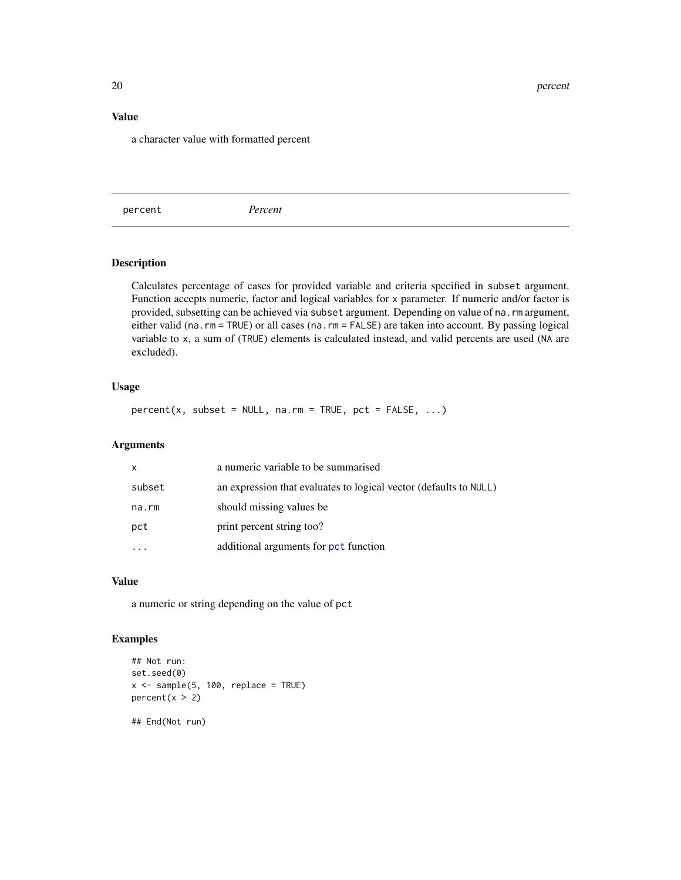## Value

a character value with formatted percent

---

| percent | *Percent* |
|---|---|

## Description

Calculates percentage of cases for provided variable and criteria specified in `subset` argument. Function accepts numeric, factor and logical variables for `x` parameter. If numeric and/or factor is provided, subsetting can be achieved via `subset` argument. Depending on value of `na.rm` argument, either valid (`na.rm = TRUE`) or all cases (`na.rm = FALSE`) are taken into account. By passing logical variable to `x`, a sum of (`TRUE`) elements is calculated instead, and valid percents are used (`NA` are excluded).

## Usage

```
percent(x, subset = NULL, na.rm = TRUE, pct = FALSE, ...)
```

## Arguments

| | |
|---|---|
| `x` | a numeric variable to be summarised |
| `subset` | an expression that evaluates to logical vector (defaults to `NULL`) |
| `na.rm` | should missing values be |
| `pct` | print percent string too? |
| `...` | additional arguments for `pct` function |

## Value

a numeric or string depending on the value of `pct`

## Examples

```
## Not run:
set.seed(0)
x <- sample(5, 100, replace = TRUE)
percent(x > 2)

## End(Not run)
```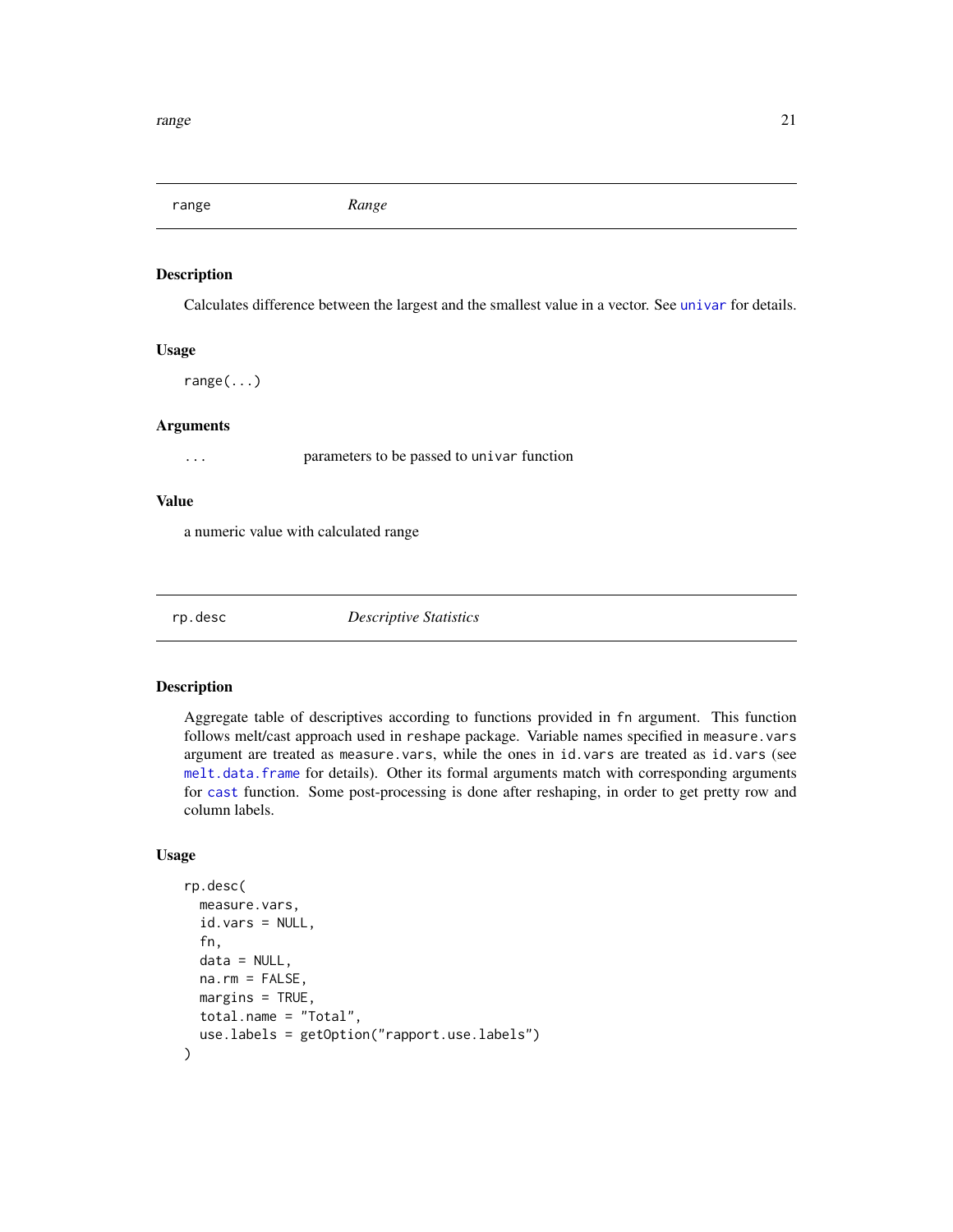## range — *Range*

### Description

Calculates difference between the largest and the smallest value in a vector. See `univar` for details.

### Usage

```
range(...)
```

### Arguments

`...` parameters to be passed to `univar` function

### Value

a numeric value with calculated range

## rp.desc — *Descriptive Statistics*

### Description

Aggregate table of descriptives according to functions provided in `fn` argument. This function follows melt/cast approach used in `reshape` package. Variable names specified in `measure.vars` argument are treated as `measure.vars`, while the ones in `id.vars` are treated as `id.vars` (see `melt.data.frame` for details). Other its formal arguments match with corresponding arguments for `cast` function. Some post-processing is done after reshaping, in order to get pretty row and column labels.

### Usage

```
rp.desc(
  measure.vars,
  id.vars = NULL,
  fn,
  data = NULL,
  na.rm = FALSE,
  margins = TRUE,
  total.name = "Total",
  use.labels = getOption("rapport.use.labels")
)
```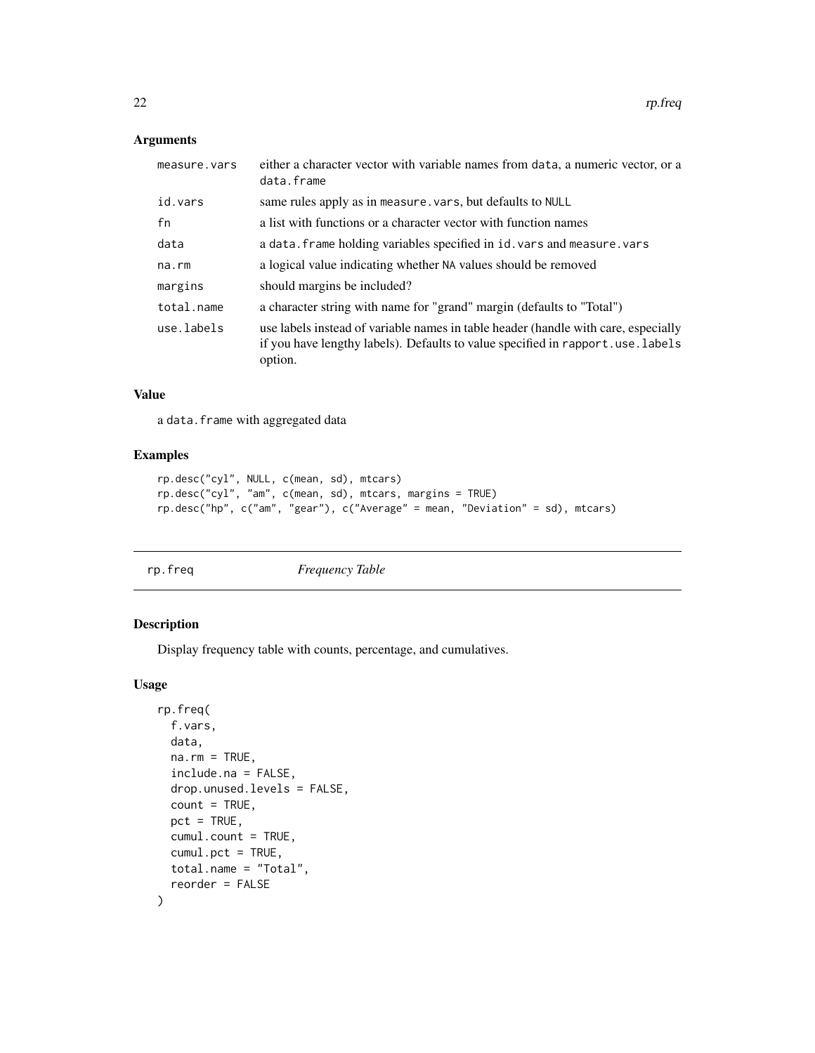## Arguments

| | |
|---|---|
| `measure.vars` | either a character vector with variable names from `data`, a numeric vector, or a `data.frame` |
| `id.vars` | same rules apply as in `measure.vars`, but defaults to `NULL` |
| `fn` | a list with functions or a character vector with function names |
| `data` | a `data.frame` holding variables specified in `id.vars` and `measure.vars` |
| `na.rm` | a logical value indicating whether `NA` values should be removed |
| `margins` | should margins be included? |
| `total.name` | a character string with name for "grand" margin (defaults to "Total") |
| `use.labels` | use labels instead of variable names in table header (handle with care, especially if you have lengthy labels). Defaults to value specified in `rapport.use.labels` option. |

## Value

a `data.frame` with aggregated data

## Examples

```
rp.desc("cyl", NULL, c(mean, sd), mtcars)
rp.desc("cyl", "am", c(mean, sd), mtcars, margins = TRUE)
rp.desc("hp", c("am", "gear"), c("Average" = mean, "Deviation" = sd), mtcars)
```

---

# rp.freq *Frequency Table*

## Description

Display frequency table with counts, percentage, and cumulatives.

## Usage

```
rp.freq(
  f.vars,
  data,
  na.rm = TRUE,
  include.na = FALSE,
  drop.unused.levels = FALSE,
  count = TRUE,
  pct = TRUE,
  cumul.count = TRUE,
  cumul.pct = TRUE,
  total.name = "Total",
  reorder = FALSE
)
```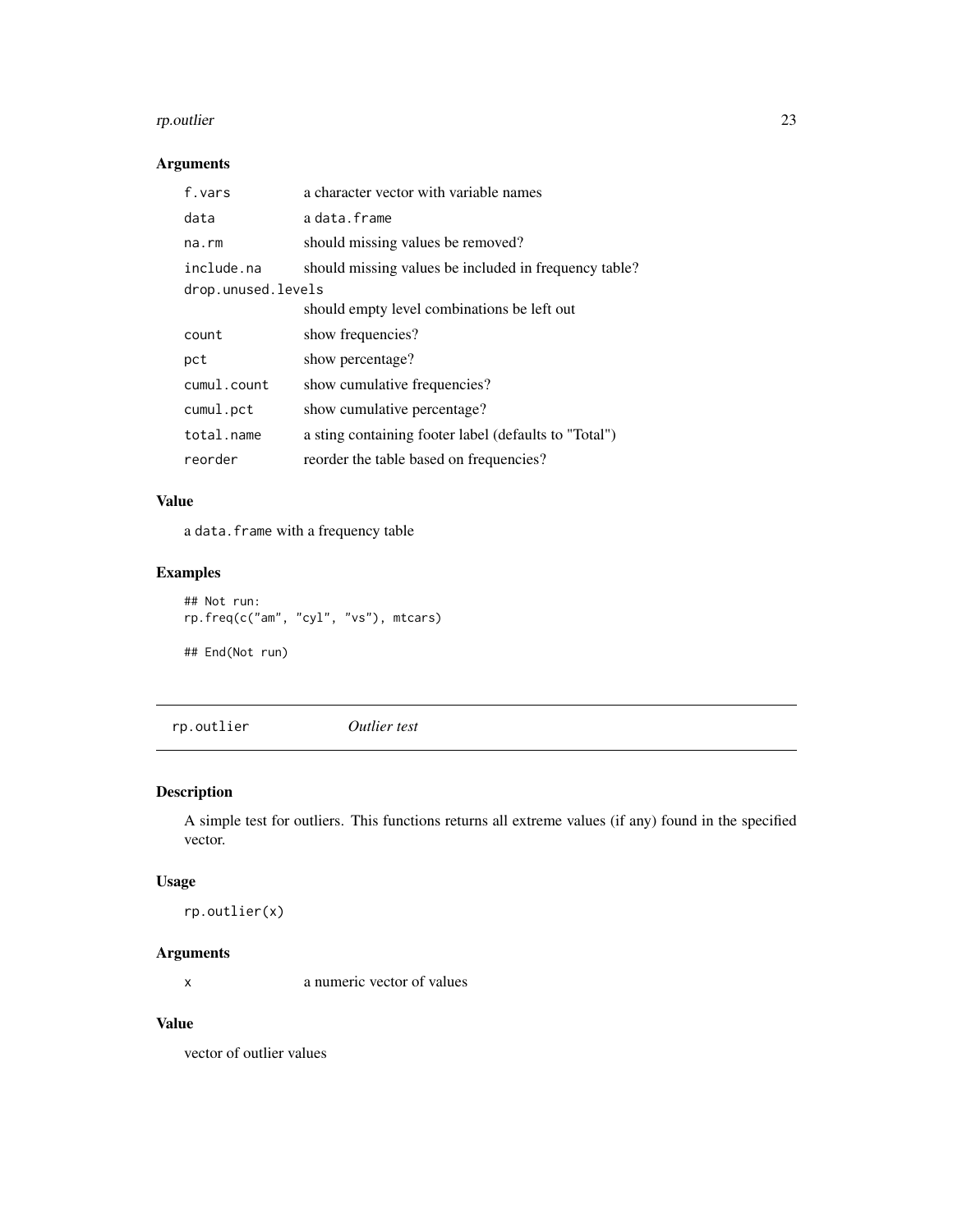### Arguments

| | |
|---|---|
| `f.vars` | a character vector with variable names |
| `data` | a `data.frame` |
| `na.rm` | should missing values be removed? |
| `include.na` | should missing values be included in frequency table? |
| `drop.unused.levels` | should empty level combinations be left out |
| `count` | show frequencies? |
| `pct` | show percentage? |
| `cumul.count` | show cumulative frequencies? |
| `cumul.pct` | show cumulative percentage? |
| `total.name` | a sting containing footer label (defaults to "Total") |
| `reorder` | reorder the table based on frequencies? |

### Value

a `data.frame` with a frequency table

### Examples

```
## Not run:
rp.freq(c("am", "cyl", "vs"), mtcars)

## End(Not run)
```

---

## `rp.outlier` *Outlier test*

---

### Description

A simple test for outliers. This functions returns all extreme values (if any) found in the specified vector.

### Usage

```
rp.outlier(x)
```

### Arguments

| | |
|---|---|
| `x` | a numeric vector of values |

### Value

vector of outlier values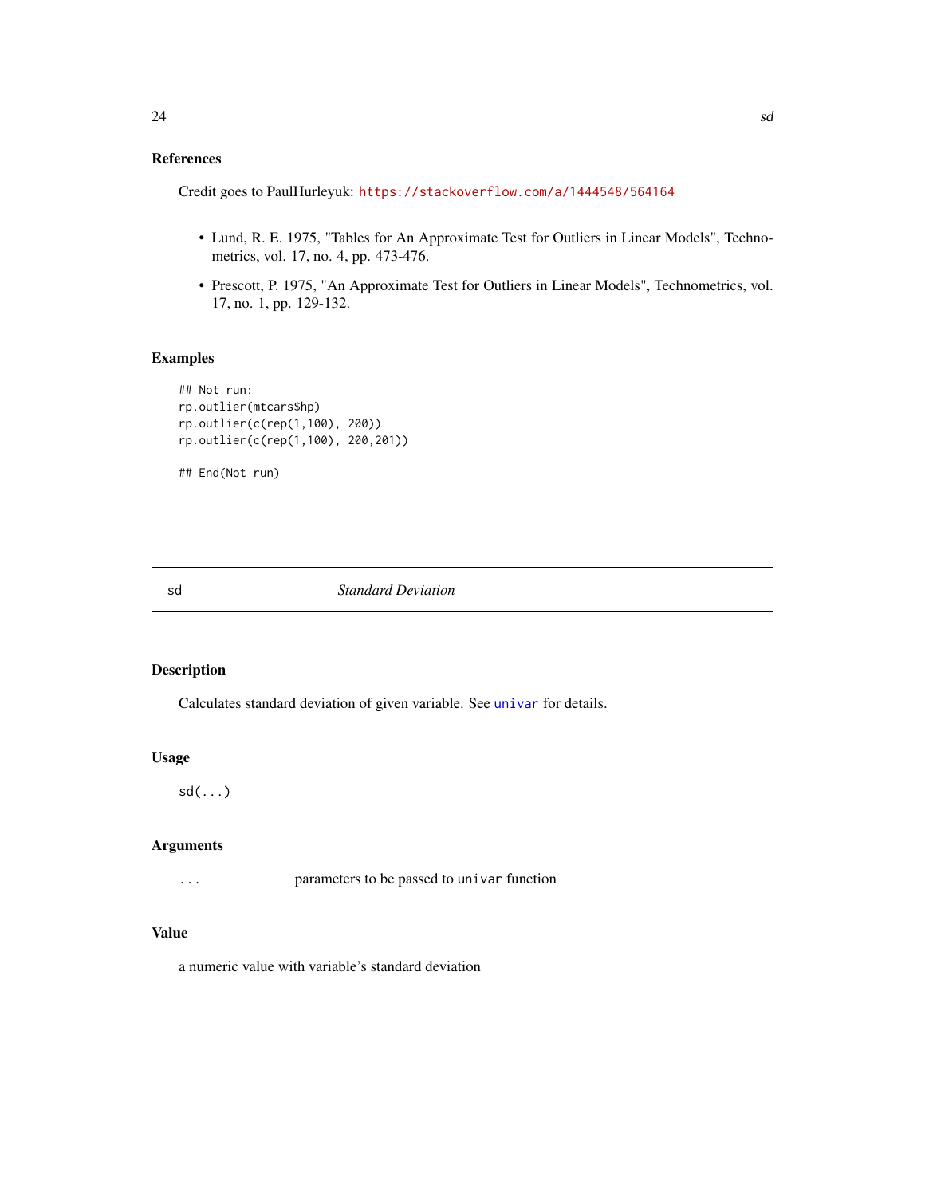### References

Credit goes to PaulHurleyuk: https://stackoverflow.com/a/1444548/564164

- Lund, R. E. 1975, "Tables for An Approximate Test for Outliers in Linear Models", Technometrics, vol. 17, no. 4, pp. 473-476.
- Prescott, P. 1975, "An Approximate Test for Outliers in Linear Models", Technometrics, vol. 17, no. 1, pp. 129-132.

### Examples

```
## Not run:
rp.outlier(mtcars$hp)
rp.outlier(c(rep(1,100), 200))
rp.outlier(c(rep(1,100), 200,201))

## End(Not run)
```

---

## sd *Standard Deviation*

---

### Description

Calculates standard deviation of given variable. See univar for details.

### Usage

```
sd(...)
```

### Arguments

| | |
|---|---|
| ... | parameters to be passed to `univar` function |

### Value

a numeric value with variable's standard deviation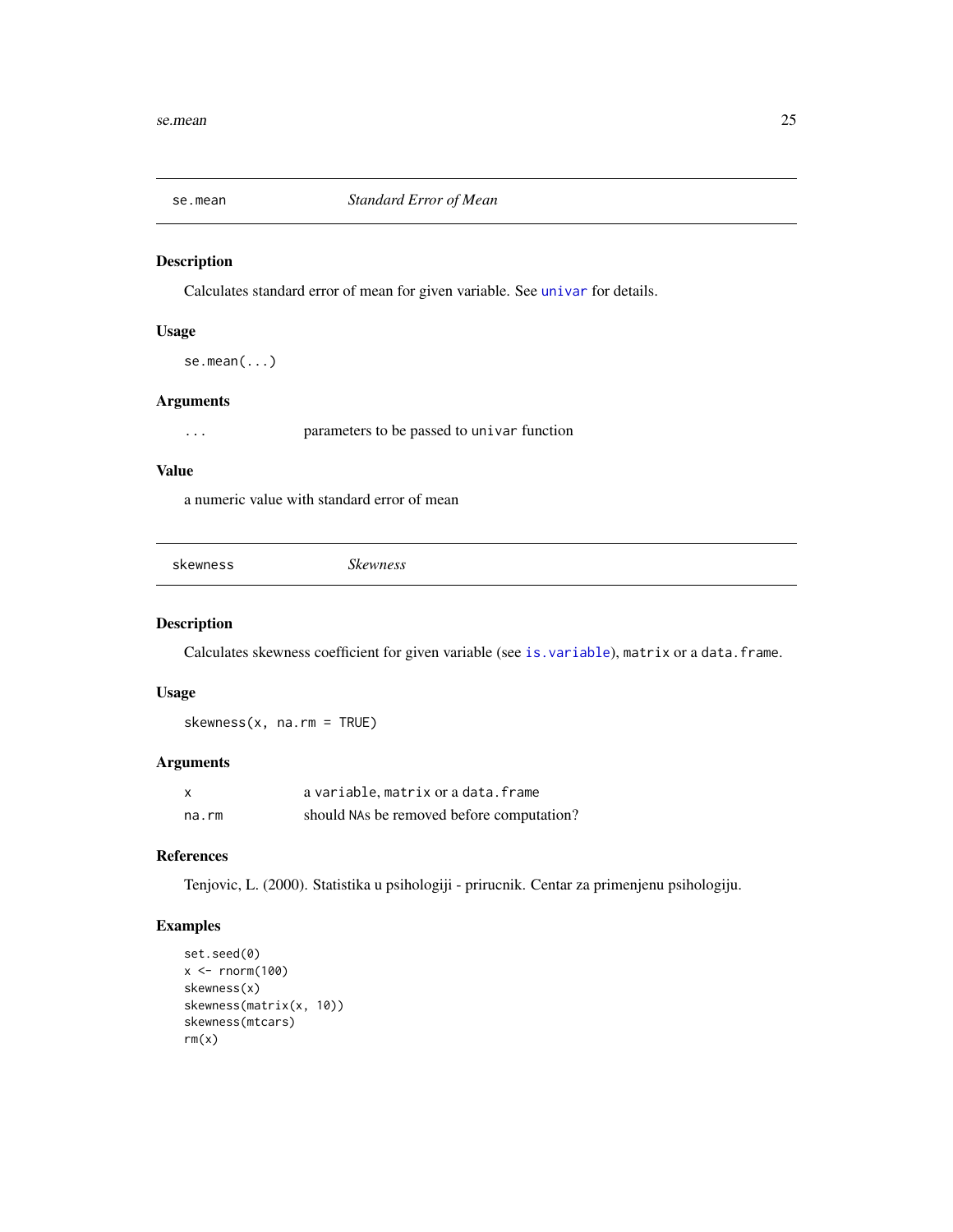## se.mean — *Standard Error of Mean*

### Description

Calculates standard error of mean for given variable. See `univar` for details.

### Usage

```
se.mean(...)
```

### Arguments

| | |
|---|---|
| `...` | parameters to be passed to `univar` function |

### Value

a numeric value with standard error of mean

## skewness — *Skewness*

### Description

Calculates skewness coefficient for given variable (see `is.variable`), `matrix` or a `data.frame`.

### Usage

```
skewness(x, na.rm = TRUE)
```

### Arguments

| | |
|---|---|
| `x` | a `variable`, `matrix` or a `data.frame` |
| `na.rm` | should NAs be removed before computation? |

### References

Tenjovic, L. (2000). Statistika u psihologiji - prirucnik. Centar za primenjenu psihologiju.

### Examples

```
set.seed(0)
x <- rnorm(100)
skewness(x)
skewness(matrix(x, 10))
skewness(mtcars)
rm(x)
```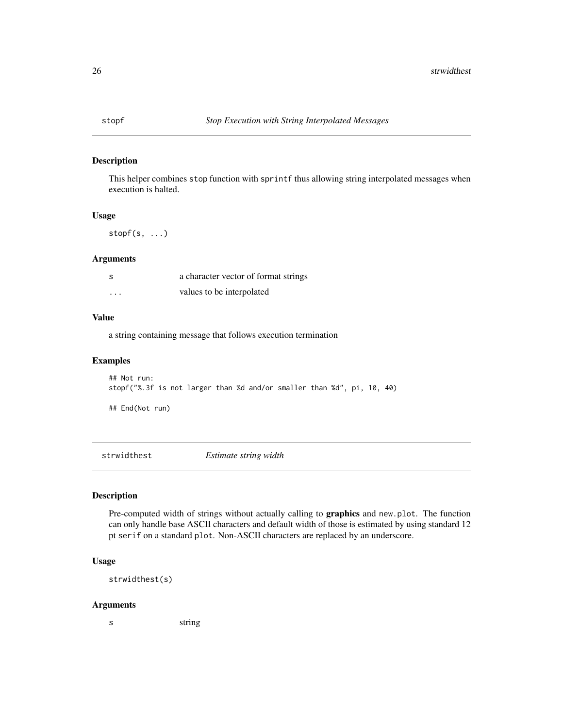## stopf — *Stop Execution with String Interpolated Messages*

### Description

This helper combines `stop` function with `sprintf` thus allowing string interpolated messages when execution is halted.

### Usage

```
stopf(s, ...)
```

### Arguments

| | |
|---|---|
| `s` | a character vector of format strings |
| `...` | values to be interpolated |

### Value

a string containing message that follows execution termination

### Examples

```
## Not run:
stopf("%.3f is not larger than %d and/or smaller than %d", pi, 10, 40)

## End(Not run)
```

## strwidthest — *Estimate string width*

### Description

Pre-computed width of strings without actually calling to **graphics** and `new.plot`. The function can only handle base ASCII characters and default width of those is estimated by using standard 12 pt `serif` on a standard `plot`. Non-ASCII characters are replaced by an underscore.

### Usage

```
strwidthest(s)
```

### Arguments

| | |
|---|---|
| `s` | string |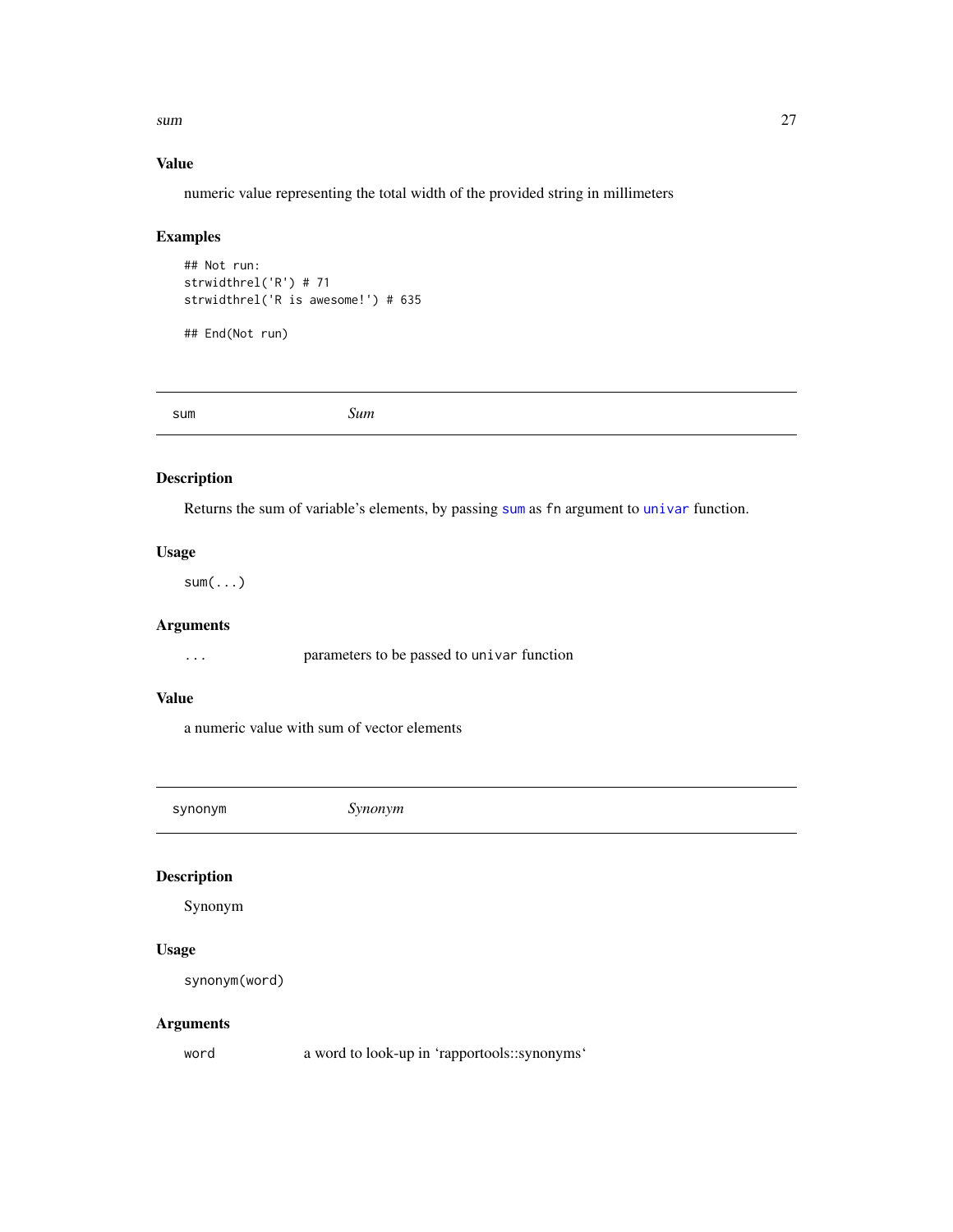### Value

numeric value representing the total width of the provided string in millimeters

### Examples

```
## Not run:
strwidthrel('R') # 71
strwidthrel('R is awesome!') # 635

## End(Not run)
```

---

## sum — *Sum*

---

### Description

Returns the sum of variable's elements, by passing `sum` as `fn` argument to `univar` function.

### Usage

```
sum(...)
```

### Arguments

| | |
|---|---|
| `...` | parameters to be passed to `univar` function |

### Value

a numeric value with sum of vector elements

---

## synonym — *Synonym*

---

### Description

Synonym

### Usage

```
synonym(word)
```

### Arguments

| | |
|---|---|
| `word` | a word to look-up in 'rapportools::synonyms' |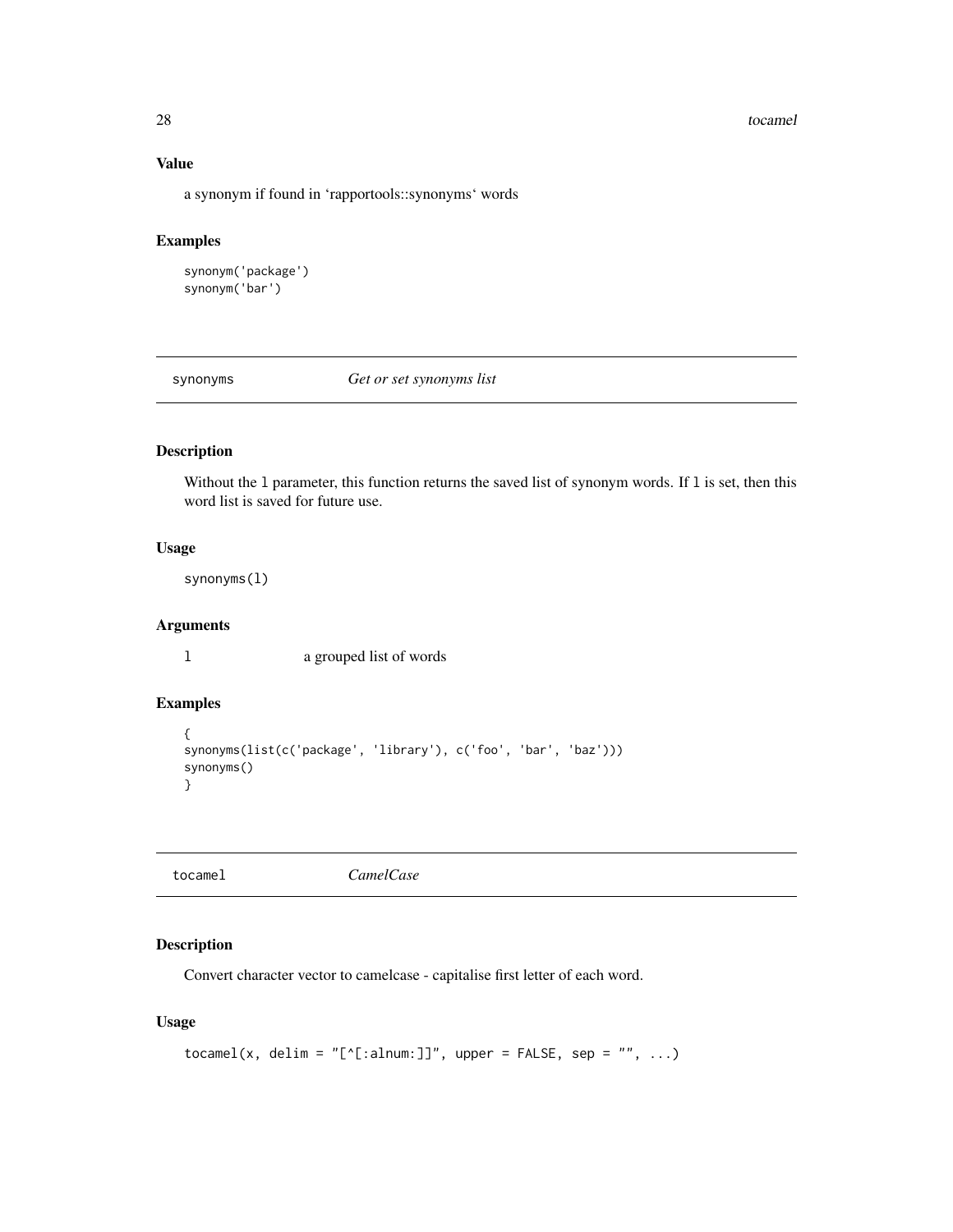### Value

a synonym if found in ‘rapportools::synonyms‘ words

### Examples

```
synonym('package')
synonym('bar')
```

## synonyms — *Get or set synonyms list*

### Description

Without the `l` parameter, this function returns the saved list of synonym words. If `l` is set, then this word list is saved for future use.

### Usage

```
synonyms(l)
```

### Arguments

| | |
|---|---|
| `l` | a grouped list of words |

### Examples

```
{
synonyms(list(c('package', 'library'), c('foo', 'bar', 'baz')))
synonyms()
}
```

## tocamel — *CamelCase*

### Description

Convert character vector to camelcase - capitalise first letter of each word.

### Usage

```
tocamel(x, delim = "[^[:alnum:]]", upper = FALSE, sep = "", ...)
```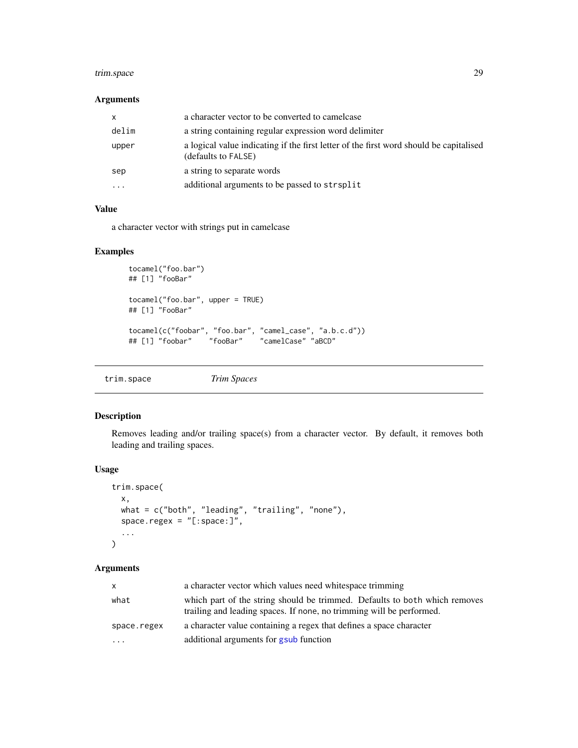### Arguments

| | |
|---|---|
| x | a character vector to be converted to camelcase |
| delim | a string containing regular expression word delimiter |
| upper | a logical value indicating if the first letter of the first word should be capitalised (defaults to FALSE) |
| sep | a string to separate words |
| ... | additional arguments to be passed to strsplit |

### Value

a character vector with strings put in camelcase

### Examples

```
tocamel("foo.bar")
## [1] "fooBar"

tocamel("foo.bar", upper = TRUE)
## [1] "FooBar"

tocamel(c("foobar", "foo.bar", "camel_case", "a.b.c.d"))
## [1] "foobar"    "fooBar"    "camelCase" "aBCD"
```

---

## trim.space *Trim Spaces*

### Description

Removes leading and/or trailing space(s) from a character vector. By default, it removes both leading and trailing spaces.

### Usage

```
trim.space(
  x,
  what = c("both", "leading", "trailing", "none"),
  space.regex = "[:space:]",
  ...
)
```

### Arguments

| | |
|---|---|
| x | a character vector which values need whitespace trimming |
| what | which part of the string should be trimmed. Defaults to both which removes trailing and leading spaces. If none, no trimming will be performed. |
| space.regex | a character value containing a regex that defines a space character |
| ... | additional arguments for gsub function |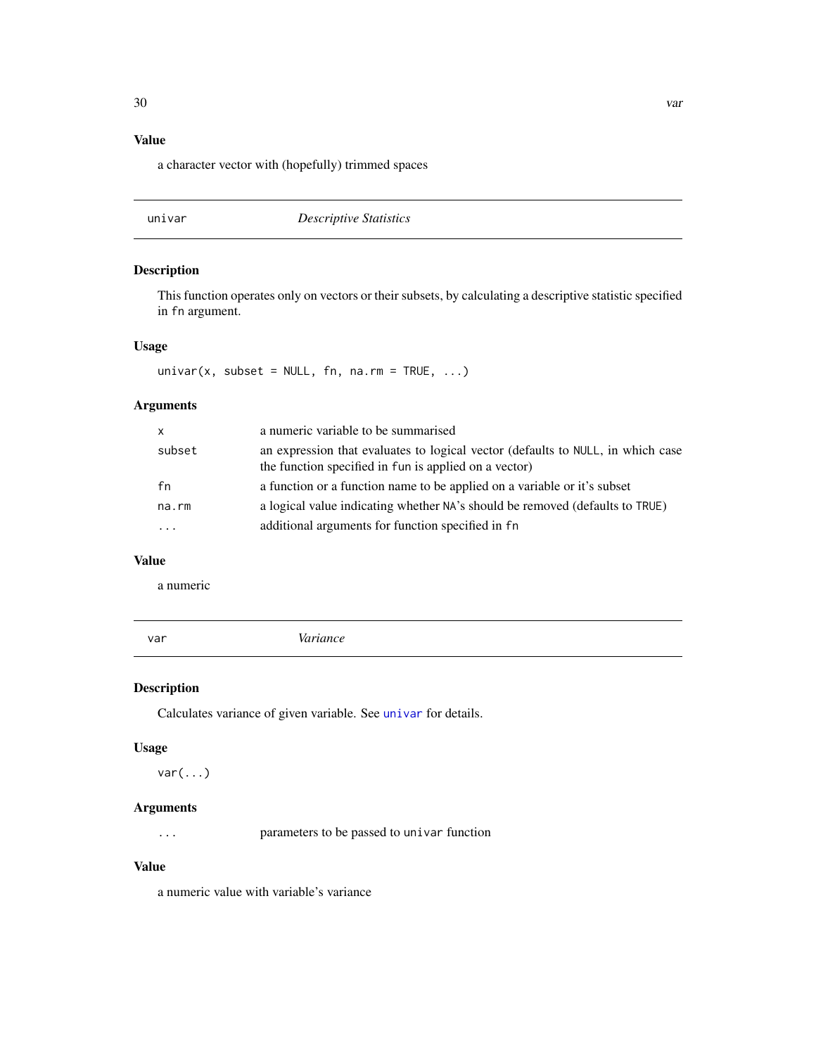### Value

a character vector with (hopefully) trimmed spaces

---

## univar — *Descriptive Statistics*

---

### Description

This function operates only on vectors or their subsets, by calculating a descriptive statistic specified in `fn` argument.

### Usage

```
univar(x, subset = NULL, fn, na.rm = TRUE, ...)
```

### Arguments

| | |
|---|---|
| `x` | a numeric variable to be summarised |
| `subset` | an expression that evaluates to logical vector (defaults to `NULL`, in which case the function specified in `fun` is applied on a vector) |
| `fn` | a function or a function name to be applied on a variable or it's subset |
| `na.rm` | a logical value indicating whether `NA`'s should be removed (defaults to `TRUE`) |
| `...` | additional arguments for function specified in `fn` |

### Value

a numeric

---

## var — *Variance*

---

### Description

Calculates variance of given variable. See `univar` for details.

### Usage

```
var(...)
```

### Arguments

| | |
|---|---|
| `...` | parameters to be passed to `univar` function |

### Value

a numeric value with variable's variance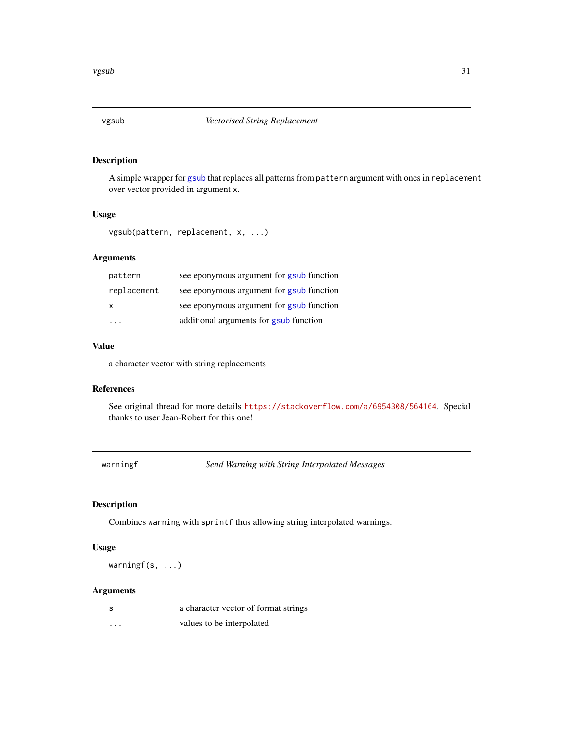## vgsub — *Vectorised String Replacement*

### Description

A simple wrapper for `gsub` that replaces all patterns from `pattern` argument with ones in `replacement` over vector provided in argument `x`.

### Usage

```
vgsub(pattern, replacement, x, ...)
```

### Arguments

| | |
|---|---|
| `pattern` | see eponymous argument for `gsub` function |
| `replacement` | see eponymous argument for `gsub` function |
| `x` | see eponymous argument for `gsub` function |
| `...` | additional arguments for `gsub` function |

### Value

a character vector with string replacements

### References

See original thread for more details https://stackoverflow.com/a/6954308/564164. Special thanks to user Jean-Robert for this one!

## warningf — *Send Warning with String Interpolated Messages*

### Description

Combines `warning` with `sprintf` thus allowing string interpolated warnings.

### Usage

```
warningf(s, ...)
```

### Arguments

| | |
|---|---|
| `s` | a character vector of format strings |
| `...` | values to be interpolated |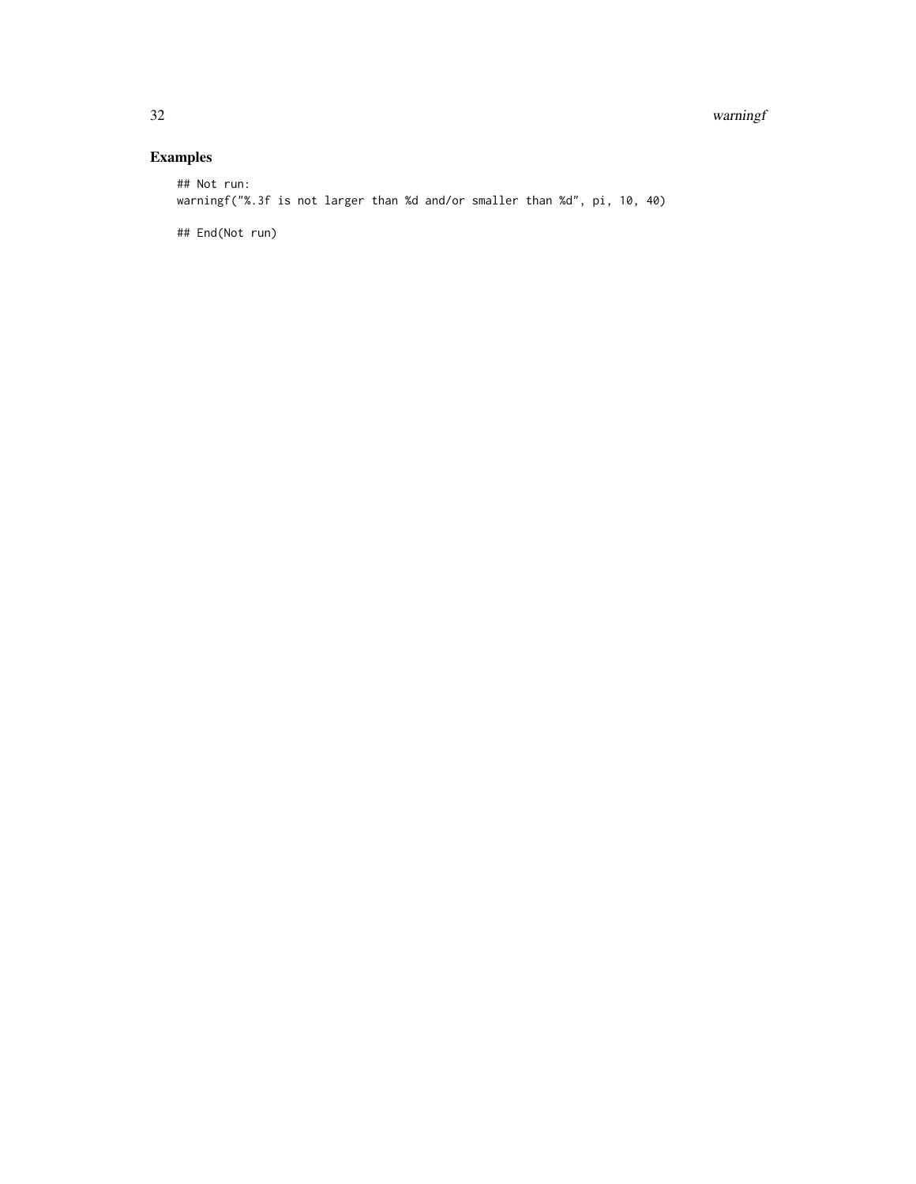## Examples

```
## Not run:
warningf("%.3f is not larger than %d and/or smaller than %d", pi, 10, 40)

## End(Not run)
```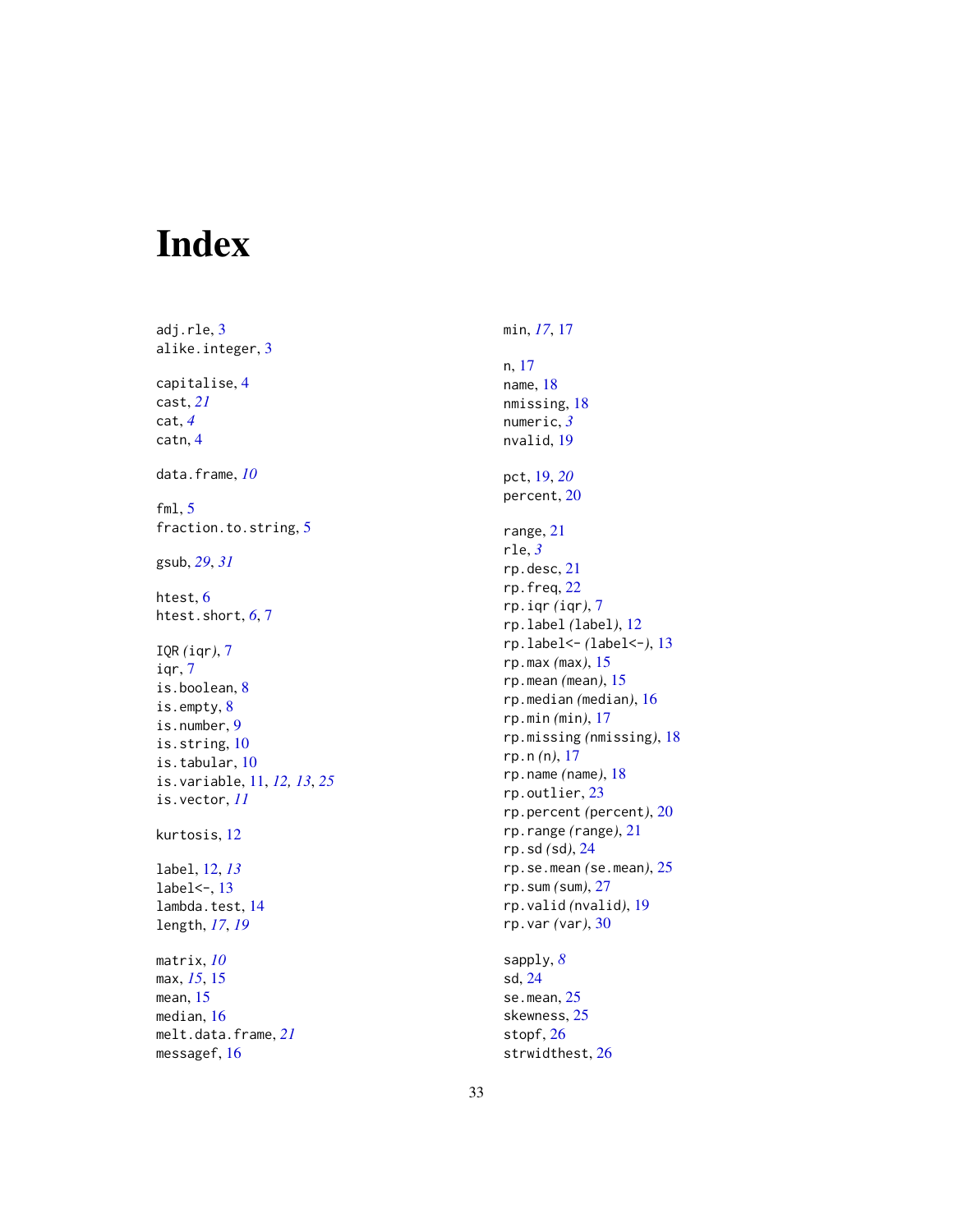# Index

adj.rle, 3
alike.integer, 3

capitalise, 4
cast, *21*
cat, *4*
catn, 4

data.frame, *10*

fml, 5
fraction.to.string, 5

gsub, *29*, *31*

htest, 6
htest.short, *6*, 7

IQR *(iqr)*, 7
iqr, 7
is.boolean, 8
is.empty, 8
is.number, 9
is.string, 10
is.tabular, 10
is.variable, 11, *12, 13*, *25*
is.vector, *11*

kurtosis, 12

label, 12, *13*
label<-, 13
lambda.test, 14
length, *17*, *19*

matrix, *10*
max, *15*, 15
mean, 15
median, 16
melt.data.frame, *21*
messagef, 16

min, *17*, 17

n, 17
name, 18
nmissing, 18
numeric, *3*
nvalid, 19

pct, 19, *20*
percent, 20

range, 21
rle, *3*
rp.desc, 21
rp.freq, 22
rp.iqr *(iqr)*, 7
rp.label *(label)*, 12
rp.label<- *(label<-)*, 13
rp.max *(max)*, 15
rp.mean *(mean)*, 15
rp.median *(median)*, 16
rp.min *(min)*, 17
rp.missing *(nmissing)*, 18
rp.n *(n)*, 17
rp.name *(name)*, 18
rp.outlier, 23
rp.percent *(percent)*, 20
rp.range *(range)*, 21
rp.sd *(sd)*, 24
rp.se.mean *(se.mean)*, 25
rp.sum *(sum)*, 27
rp.valid *(nvalid)*, 19
rp.var *(var)*, 30

sapply, *8*
sd, 24
se.mean, 25
skewness, 25
stopf, 26
strwidthest, 26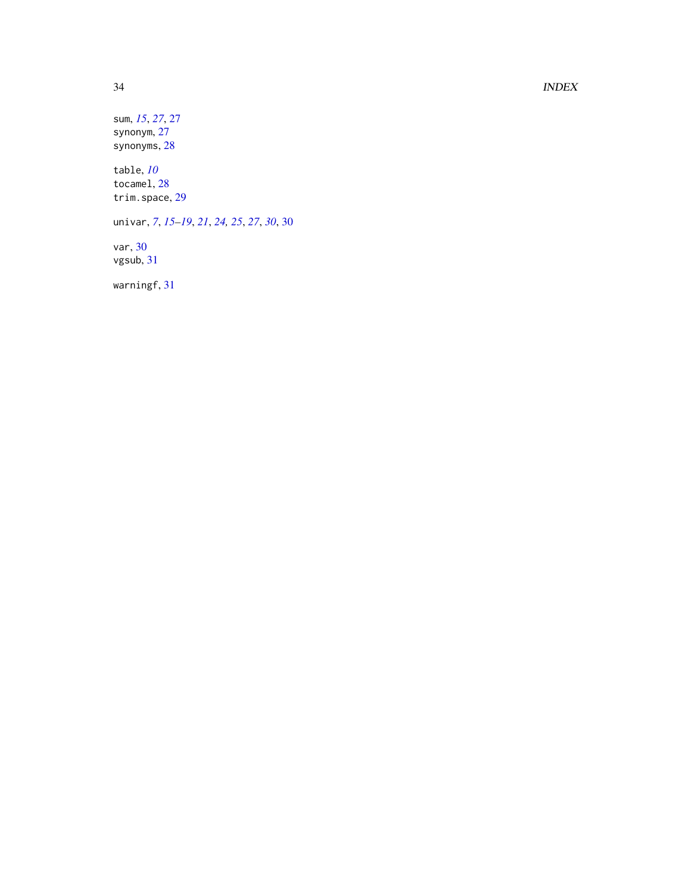sum, *15*, *27*, 27
synonym, 27
synonyms, 28

table, *10*
tocamel, 28
trim.space, 29

univar, *7*, *15–19*, *21*, *24, 25*, *27*, *30*, 30

var, 30
vgsub, 31

warningf, 31